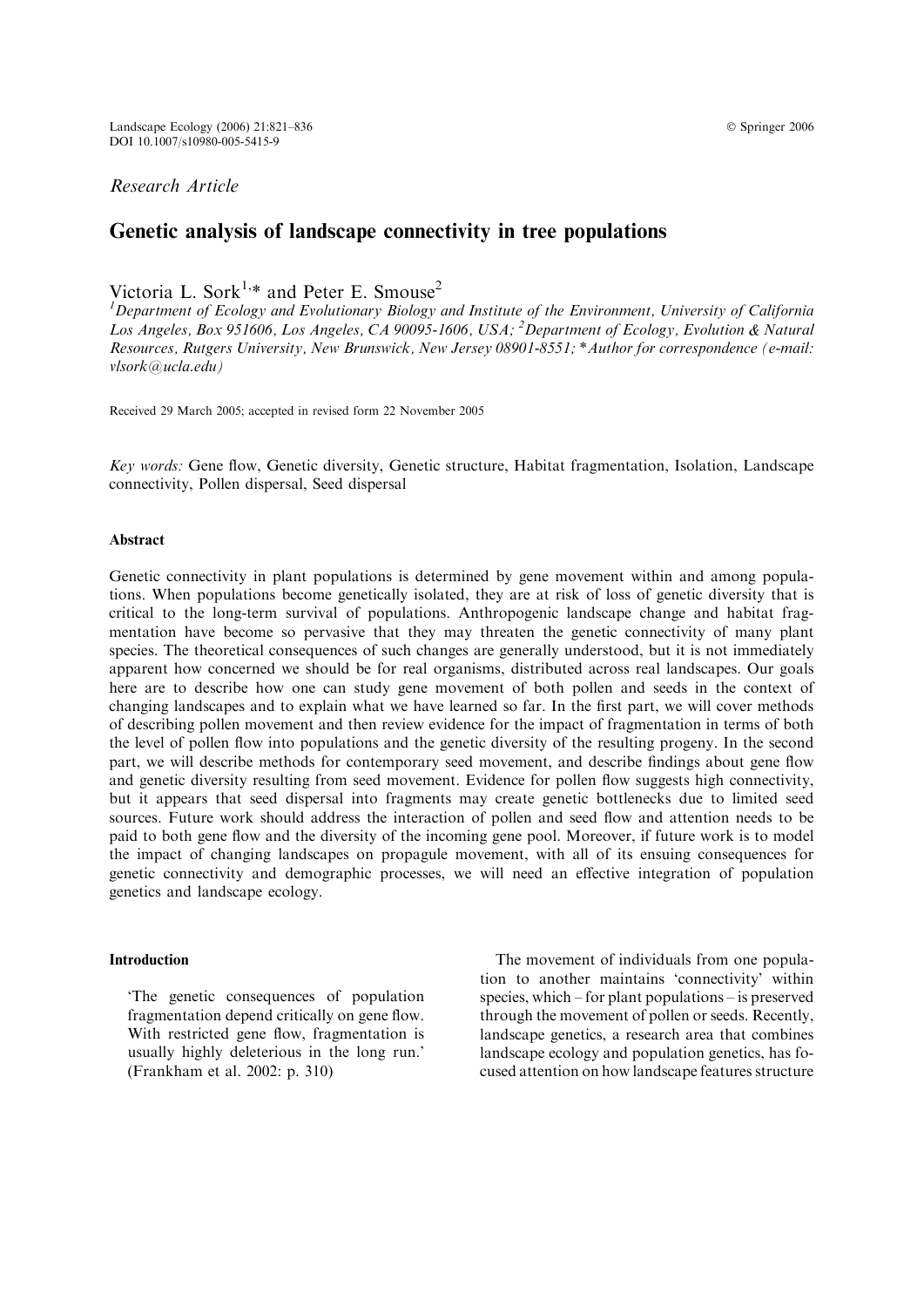Landscape Ecology (2006) 21:821–836
DOI 10.1007/s10980-005-5415-9

© Springer 2006

*Research Article*

# Genetic analysis of landscape connectivity in tree populations

Victoria L. Sork[1,*] and Peter E. Smouse[2]

[1]*Department of Ecology and Evolutionary Biology and Institute of the Environment, University of California Los Angeles, Box 951606, Los Angeles, CA 90095-1606, USA;* [2]*Department of Ecology, Evolution & Natural Resources, Rutgers University, New Brunswick, New Jersey 08901-8551;* *\*Author for correspondence (e-mail: vlsork@ucla.edu)*

Received 29 March 2005; accepted in revised form 22 November 2005

*Key words:* Gene flow, Genetic diversity, Genetic structure, Habitat fragmentation, Isolation, Landscape connectivity, Pollen dispersal, Seed dispersal

## Abstract

Genetic connectivity in plant populations is determined by gene movement within and among populations. When populations become genetically isolated, they are at risk of loss of genetic diversity that is critical to the long-term survival of populations. Anthropogenic landscape change and habitat fragmentation have become so pervasive that they may threaten the genetic connectivity of many plant species. The theoretical consequences of such changes are generally understood, but it is not immediately apparent how concerned we should be for real organisms, distributed across real landscapes. Our goals here are to describe how one can study gene movement of both pollen and seeds in the context of changing landscapes and to explain what we have learned so far. In the first part, we will cover methods of describing pollen movement and then review evidence for the impact of fragmentation in terms of both the level of pollen flow into populations and the genetic diversity of the resulting progeny. In the second part, we will describe methods for contemporary seed movement, and describe findings about gene flow and genetic diversity resulting from seed movement. Evidence for pollen flow suggests high connectivity, but it appears that seed dispersal into fragments may create genetic bottlenecks due to limited seed sources. Future work should address the interaction of pollen and seed flow and attention needs to be paid to both gene flow and the diversity of the incoming gene pool. Moreover, if future work is to model the impact of changing landscapes on propagule movement, with all of its ensuing consequences for genetic connectivity and demographic processes, we will need an effective integration of population genetics and landscape ecology.

## Introduction

'The genetic consequences of population fragmentation depend critically on gene flow. With restricted gene flow, fragmentation is usually highly deleterious in the long run.' (Frankham et al. 2002: p. 310)

The movement of individuals from one population to another maintains 'connectivity' within species, which – for plant populations – is preserved through the movement of pollen or seeds. Recently, landscape genetics, a research area that combines landscape ecology and population genetics, has focused attention on how landscape features structure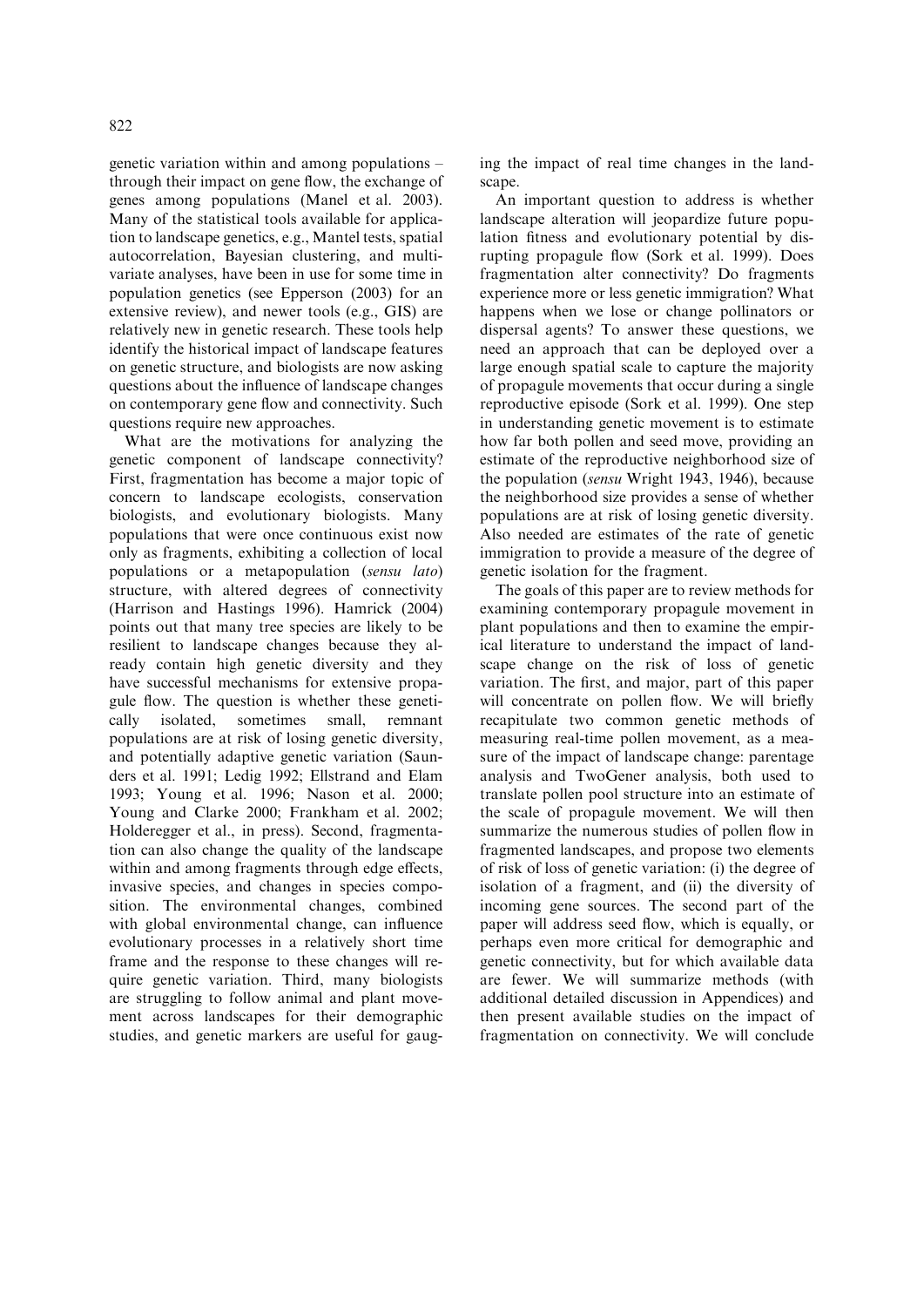genetic variation within and among populations – through their impact on gene flow, the exchange of genes among populations (Manel et al. 2003). Many of the statistical tools available for application to landscape genetics, e.g., Mantel tests, spatial autocorrelation, Bayesian clustering, and multivariate analyses, have been in use for some time in population genetics (see Epperson (2003) for an extensive review), and newer tools (e.g., GIS) are relatively new in genetic research. These tools help identify the historical impact of landscape features on genetic structure, and biologists are now asking questions about the influence of landscape changes on contemporary gene flow and connectivity. Such questions require new approaches.

What are the motivations for analyzing the genetic component of landscape connectivity? First, fragmentation has become a major topic of concern to landscape ecologists, conservation biologists, and evolutionary biologists. Many populations that were once continuous exist now only as fragments, exhibiting a collection of local populations or a metapopulation (*sensu lato*) structure, with altered degrees of connectivity (Harrison and Hastings 1996). Hamrick (2004) points out that many tree species are likely to be resilient to landscape changes because they already contain high genetic diversity and they have successful mechanisms for extensive propagule flow. The question is whether these genetically isolated, sometimes small, remnant populations are at risk of losing genetic diversity, and potentially adaptive genetic variation (Saunders et al. 1991; Ledig 1992; Ellstrand and Elam 1993; Young et al. 1996; Nason et al. 2000; Young and Clarke 2000; Frankham et al. 2002; Holderegger et al., in press). Second, fragmentation can also change the quality of the landscape within and among fragments through edge effects, invasive species, and changes in species composition. The environmental changes, combined with global environmental change, can influence evolutionary processes in a relatively short time frame and the response to these changes will require genetic variation. Third, many biologists are struggling to follow animal and plant movement across landscapes for their demographic studies, and genetic markers are useful for gauging the impact of real time changes in the landscape.

An important question to address is whether landscape alteration will jeopardize future population fitness and evolutionary potential by disrupting propagule flow (Sork et al. 1999). Does fragmentation alter connectivity? Do fragments experience more or less genetic immigration? What happens when we lose or change pollinators or dispersal agents? To answer these questions, we need an approach that can be deployed over a large enough spatial scale to capture the majority of propagule movements that occur during a single reproductive episode (Sork et al. 1999). One step in understanding genetic movement is to estimate how far both pollen and seed move, providing an estimate of the reproductive neighborhood size of the population (*sensu* Wright 1943, 1946), because the neighborhood size provides a sense of whether populations are at risk of losing genetic diversity. Also needed are estimates of the rate of genetic immigration to provide a measure of the degree of genetic isolation for the fragment.

The goals of this paper are to review methods for examining contemporary propagule movement in plant populations and then to examine the empirical literature to understand the impact of landscape change on the risk of loss of genetic variation. The first, and major, part of this paper will concentrate on pollen flow. We will briefly recapitulate two common genetic methods of measuring real-time pollen movement, as a measure of the impact of landscape change: parentage analysis and TwoGener analysis, both used to translate pollen pool structure into an estimate of the scale of propagule movement. We will then summarize the numerous studies of pollen flow in fragmented landscapes, and propose two elements of risk of loss of genetic variation: (i) the degree of isolation of a fragment, and (ii) the diversity of incoming gene sources. The second part of the paper will address seed flow, which is equally, or perhaps even more critical for demographic and genetic connectivity, but for which available data are fewer. We will summarize methods (with additional detailed discussion in Appendices) and then present available studies on the impact of fragmentation on connectivity. We will conclude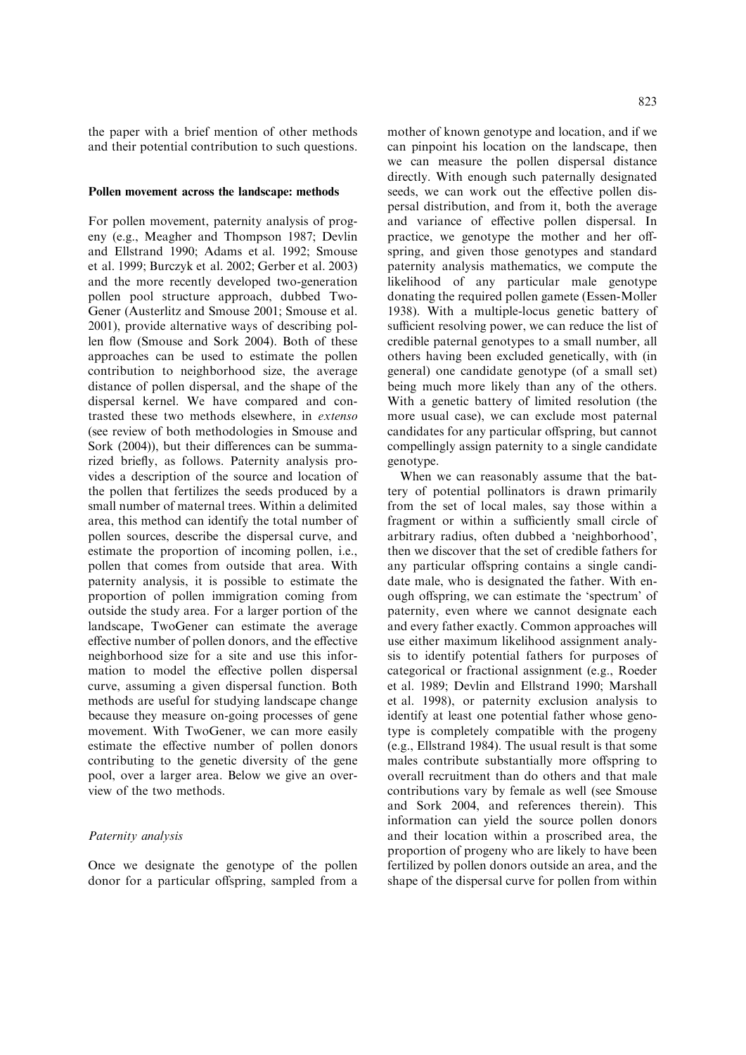the paper with a brief mention of other methods and their potential contribution to such questions.

## Pollen movement across the landscape: methods

For pollen movement, paternity analysis of progeny (e.g., Meagher and Thompson 1987; Devlin and Ellstrand 1990; Adams et al. 1992; Smouse et al. 1999; Burczyk et al. 2002; Gerber et al. 2003) and the more recently developed two-generation pollen pool structure approach, dubbed TwoGener (Austerlitz and Smouse 2001; Smouse et al. 2001), provide alternative ways of describing pollen flow (Smouse and Sork 2004). Both of these approaches can be used to estimate the pollen contribution to neighborhood size, the average distance of pollen dispersal, and the shape of the dispersal kernel. We have compared and contrasted these two methods elsewhere, in *extenso* (see review of both methodologies in Smouse and Sork (2004)), but their differences can be summarized briefly, as follows. Paternity analysis provides a description of the source and location of the pollen that fertilizes the seeds produced by a small number of maternal trees. Within a delimited area, this method can identify the total number of pollen sources, describe the dispersal curve, and estimate the proportion of incoming pollen, i.e., pollen that comes from outside that area. With paternity analysis, it is possible to estimate the proportion of pollen immigration coming from outside the study area. For a larger portion of the landscape, TwoGener can estimate the average effective number of pollen donors, and the effective neighborhood size for a site and use this information to model the effective pollen dispersal curve, assuming a given dispersal function. Both methods are useful for studying landscape change because they measure on-going processes of gene movement. With TwoGener, we can more easily estimate the effective number of pollen donors contributing to the genetic diversity of the gene pool, over a larger area. Below we give an overview of the two methods.

### *Paternity analysis*

Once we designate the genotype of the pollen donor for a particular offspring, sampled from a mother of known genotype and location, and if we can pinpoint his location on the landscape, then we can measure the pollen dispersal distance directly. With enough such paternally designated seeds, we can work out the effective pollen dispersal distribution, and from it, both the average and variance of effective pollen dispersal. In practice, we genotype the mother and her offspring, and given those genotypes and standard paternity analysis mathematics, we compute the likelihood of any particular male genotype donating the required pollen gamete (Essen-Moller 1938). With a multiple-locus genetic battery of sufficient resolving power, we can reduce the list of credible paternal genotypes to a small number, all others having been excluded genetically, with (in general) one candidate genotype (of a small set) being much more likely than any of the others. With a genetic battery of limited resolution (the more usual case), we can exclude most paternal candidates for any particular offspring, but cannot compellingly assign paternity to a single candidate genotype.

When we can reasonably assume that the battery of potential pollinators is drawn primarily from the set of local males, say those within a fragment or within a sufficiently small circle of arbitrary radius, often dubbed a 'neighborhood', then we discover that the set of credible fathers for any particular offspring contains a single candidate male, who is designated the father. With enough offspring, we can estimate the 'spectrum' of paternity, even where we cannot designate each and every father exactly. Common approaches will use either maximum likelihood assignment analysis to identify potential fathers for purposes of categorical or fractional assignment (e.g., Roeder et al. 1989; Devlin and Ellstrand 1990; Marshall et al. 1998), or paternity exclusion analysis to identify at least one potential father whose genotype is completely compatible with the progeny (e.g., Ellstrand 1984). The usual result is that some males contribute substantially more offspring to overall recruitment than do others and that male contributions vary by female as well (see Smouse and Sork 2004, and references therein). This information can yield the source pollen donors and their location within a proscribed area, the proportion of progeny who are likely to have been fertilized by pollen donors outside an area, and the shape of the dispersal curve for pollen from within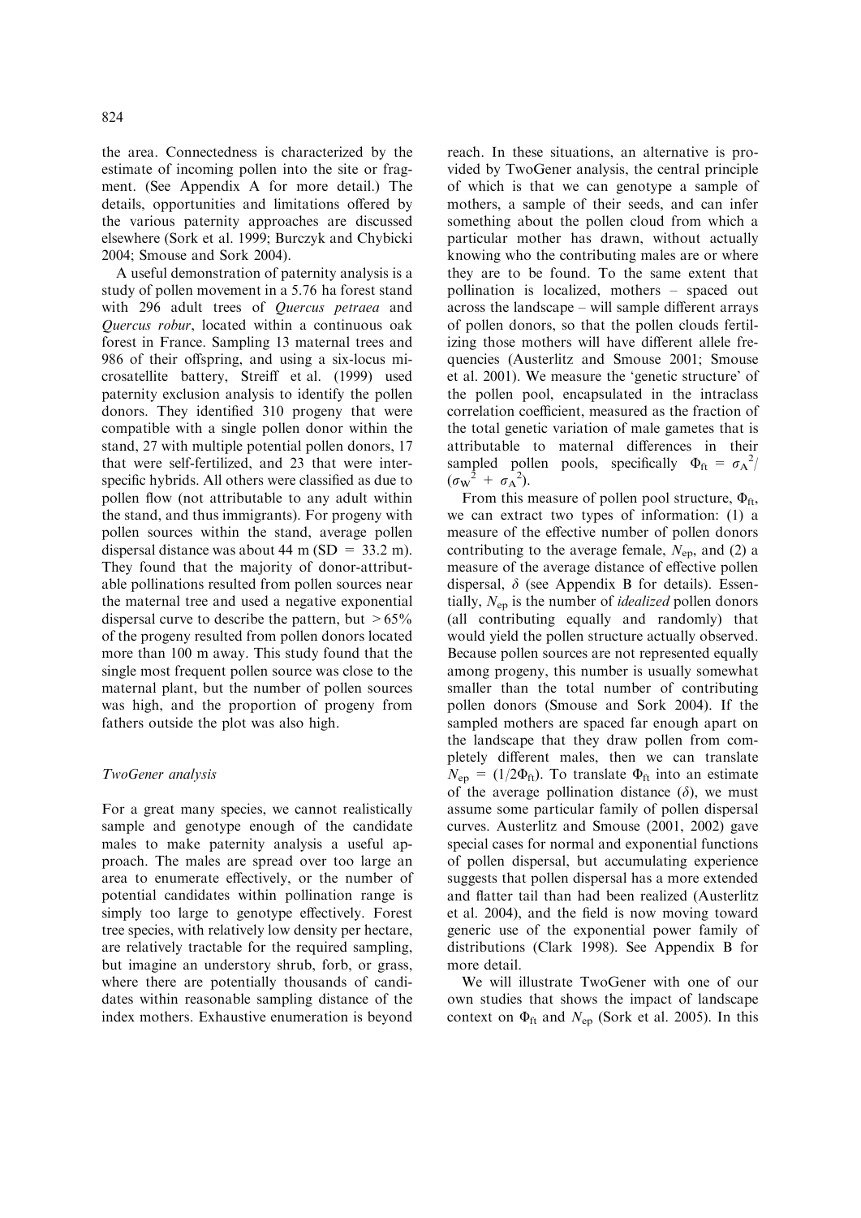the area. Connectedness is characterized by the estimate of incoming pollen into the site or fragment. (See Appendix A for more detail.) The details, opportunities and limitations offered by the various paternity approaches are discussed elsewhere (Sork et al. 1999; Burczyk and Chybicki 2004; Smouse and Sork 2004).

A useful demonstration of paternity analysis is a study of pollen movement in a 5.76 ha forest stand with 296 adult trees of *Quercus petraea* and *Quercus robur*, located within a continuous oak forest in France. Sampling 13 maternal trees and 986 of their offspring, and using a six-locus microsatellite battery, Streiff et al. (1999) used paternity exclusion analysis to identify the pollen donors. They identified 310 progeny that were compatible with a single pollen donor within the stand, 27 with multiple potential pollen donors, 17 that were self-fertilized, and 23 that were interspecific hybrids. All others were classified as due to pollen flow (not attributable to any adult within the stand, and thus immigrants). For progeny with pollen sources within the stand, average pollen dispersal distance was about 44 m (SD = 33.2 m). They found that the majority of donor-attributable pollinations resulted from pollen sources near the maternal tree and used a negative exponential dispersal curve to describe the pattern, but >65% of the progeny resulted from pollen donors located more than 100 m away. This study found that the single most frequent pollen source was close to the maternal plant, but the number of pollen sources was high, and the proportion of progeny from fathers outside the plot was also high.

### *TwoGener analysis*

For a great many species, we cannot realistically sample and genotype enough of the candidate males to make paternity analysis a useful approach. The males are spread over too large an area to enumerate effectively, or the number of potential candidates within pollination range is simply too large to genotype effectively. Forest tree species, with relatively low density per hectare, are relatively tractable for the required sampling, but imagine an understory shrub, forb, or grass, where there are potentially thousands of candidates within reasonable sampling distance of the index mothers. Exhaustive enumeration is beyond reach. In these situations, an alternative is provided by TwoGener analysis, the central principle of which is that we can genotype a sample of mothers, a sample of their seeds, and can infer something about the pollen cloud from which a particular mother has drawn, without actually knowing who the contributing males are or where they are to be found. To the same extent that pollination is localized, mothers – spaced out across the landscape – will sample different arrays of pollen donors, so that the pollen clouds fertilizing those mothers will have different allele frequencies (Austerlitz and Smouse 2001; Smouse et al. 2001). We measure the 'genetic structure' of the pollen pool, encapsulated in the intraclass correlation coefficient, measured as the fraction of the total genetic variation of male gametes that is attributable to maternal differences in their sampled pollen pools, specifically $\Phi_{ft} = \sigma_A^2/(\sigma_W^2 + \sigma_A^2)$.

From this measure of pollen pool structure, $\Phi_{ft}$, we can extract two types of information: (1) a measure of the effective number of pollen donors contributing to the average female, $N_{ep}$, and (2) a measure of the average distance of effective pollen dispersal, $\delta$ (see Appendix B for details). Essentially, $N_{ep}$ is the number of *idealized* pollen donors (all contributing equally and randomly) that would yield the pollen structure actually observed. Because pollen sources are not represented equally among progeny, this number is usually somewhat smaller than the total number of contributing pollen donors (Smouse and Sork 2004). If the sampled mothers are spaced far enough apart on the landscape that they draw pollen from completely different males, then we can translate $N_{ep} = (1/2\Phi_{ft})$. To translate $\Phi_{ft}$ into an estimate of the average pollination distance ($\delta$), we must assume some particular family of pollen dispersal curves. Austerlitz and Smouse (2001, 2002) gave special cases for normal and exponential functions of pollen dispersal, but accumulating experience suggests that pollen dispersal has a more extended and flatter tail than had been realized (Austerlitz et al. 2004), and the field is now moving toward generic use of the exponential power family of distributions (Clark 1998). See Appendix B for more detail.

We will illustrate TwoGener with one of our own studies that shows the impact of landscape context on $\Phi_{ft}$ and $N_{ep}$ (Sork et al. 2005). In this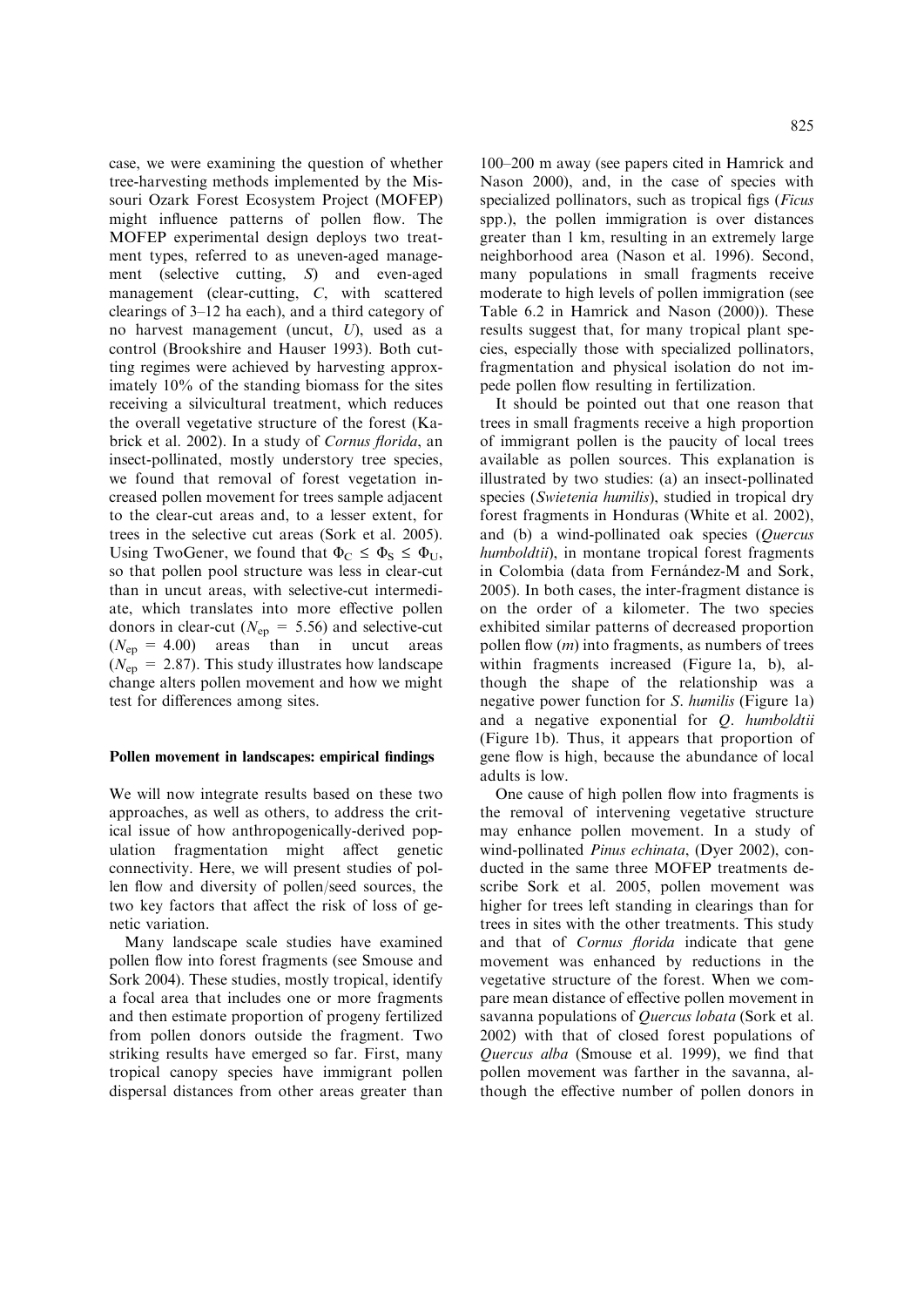case, we were examining the question of whether tree-harvesting methods implemented by the Missouri Ozark Forest Ecosystem Project (MOFEP) might influence patterns of pollen flow. The MOFEP experimental design deploys two treatment types, referred to as uneven-aged management (selective cutting, *S*) and even-aged management (clear-cutting, *C*, with scattered clearings of 3–12 ha each), and a third category of no harvest management (uncut, *U*), used as a control (Brookshire and Hauser 1993). Both cutting regimes were achieved by harvesting approximately 10% of the standing biomass for the sites receiving a silvicultural treatment, which reduces the overall vegetative structure of the forest (Kabrick et al. 2002). In a study of *Cornus florida*, an insect-pollinated, mostly understory tree species, we found that removal of forest vegetation increased pollen movement for trees sample adjacent to the clear-cut areas and, to a lesser extent, for trees in the selective cut areas (Sork et al. 2005). Using TwoGener, we found that $\Phi_C \leq \Phi_S \leq \Phi_U$, so that pollen pool structure was less in clear-cut than in uncut areas, with selective-cut intermediate, which translates into more effective pollen donors in clear-cut ($N_{ep}$ = 5.56) and selective-cut ($N_{ep}$ = 4.00) areas than in uncut areas ($N_{ep}$ = 2.87). This study illustrates how landscape change alters pollen movement and how we might test for differences among sites.

## Pollen movement in landscapes: empirical findings

We will now integrate results based on these two approaches, as well as others, to address the critical issue of how anthropogenically-derived population fragmentation might affect genetic connectivity. Here, we will present studies of pollen flow and diversity of pollen/seed sources, the two key factors that affect the risk of loss of genetic variation.

Many landscape scale studies have examined pollen flow into forest fragments (see Smouse and Sork 2004). These studies, mostly tropical, identify a focal area that includes one or more fragments and then estimate proportion of progeny fertilized from pollen donors outside the fragment. Two striking results have emerged so far. First, many tropical canopy species have immigrant pollen dispersal distances from other areas greater than 100–200 m away (see papers cited in Hamrick and Nason 2000), and, in the case of species with specialized pollinators, such as tropical figs (*Ficus* spp.), the pollen immigration is over distances greater than 1 km, resulting in an extremely large neighborhood area (Nason et al. 1996). Second, many populations in small fragments receive moderate to high levels of pollen immigration (see Table 6.2 in Hamrick and Nason (2000)). These results suggest that, for many tropical plant species, especially those with specialized pollinators, fragmentation and physical isolation do not impede pollen flow resulting in fertilization.

It should be pointed out that one reason that trees in small fragments receive a high proportion of immigrant pollen is the paucity of local trees available as pollen sources. This explanation is illustrated by two studies: (a) an insect-pollinated species (*Swietenia humilis*), studied in tropical dry forest fragments in Honduras (White et al. 2002), and (b) a wind-pollinated oak species (*Quercus humboldtii*), in montane tropical forest fragments in Colombia (data from Fernández-M and Sork, 2005). In both cases, the inter-fragment distance is on the order of a kilometer. The two species exhibited similar patterns of decreased proportion pollen flow (*m*) into fragments, as numbers of trees within fragments increased (Figure 1a, b), although the shape of the relationship was a negative power function for *S. humilis* (Figure 1a) and a negative exponential for *Q. humboldtii* (Figure 1b). Thus, it appears that proportion of gene flow is high, because the abundance of local adults is low.

One cause of high pollen flow into fragments is the removal of intervening vegetative structure may enhance pollen movement. In a study of wind-pollinated *Pinus echinata*, (Dyer 2002), conducted in the same three MOFEP treatments describe Sork et al. 2005, pollen movement was higher for trees left standing in clearings than for trees in sites with the other treatments. This study and that of *Cornus florida* indicate that gene movement was enhanced by reductions in the vegetative structure of the forest. When we compare mean distance of effective pollen movement in savanna populations of *Quercus lobata* (Sork et al. 2002) with that of closed forest populations of *Quercus alba* (Smouse et al. 1999), we find that pollen movement was farther in the savanna, although the effective number of pollen donors in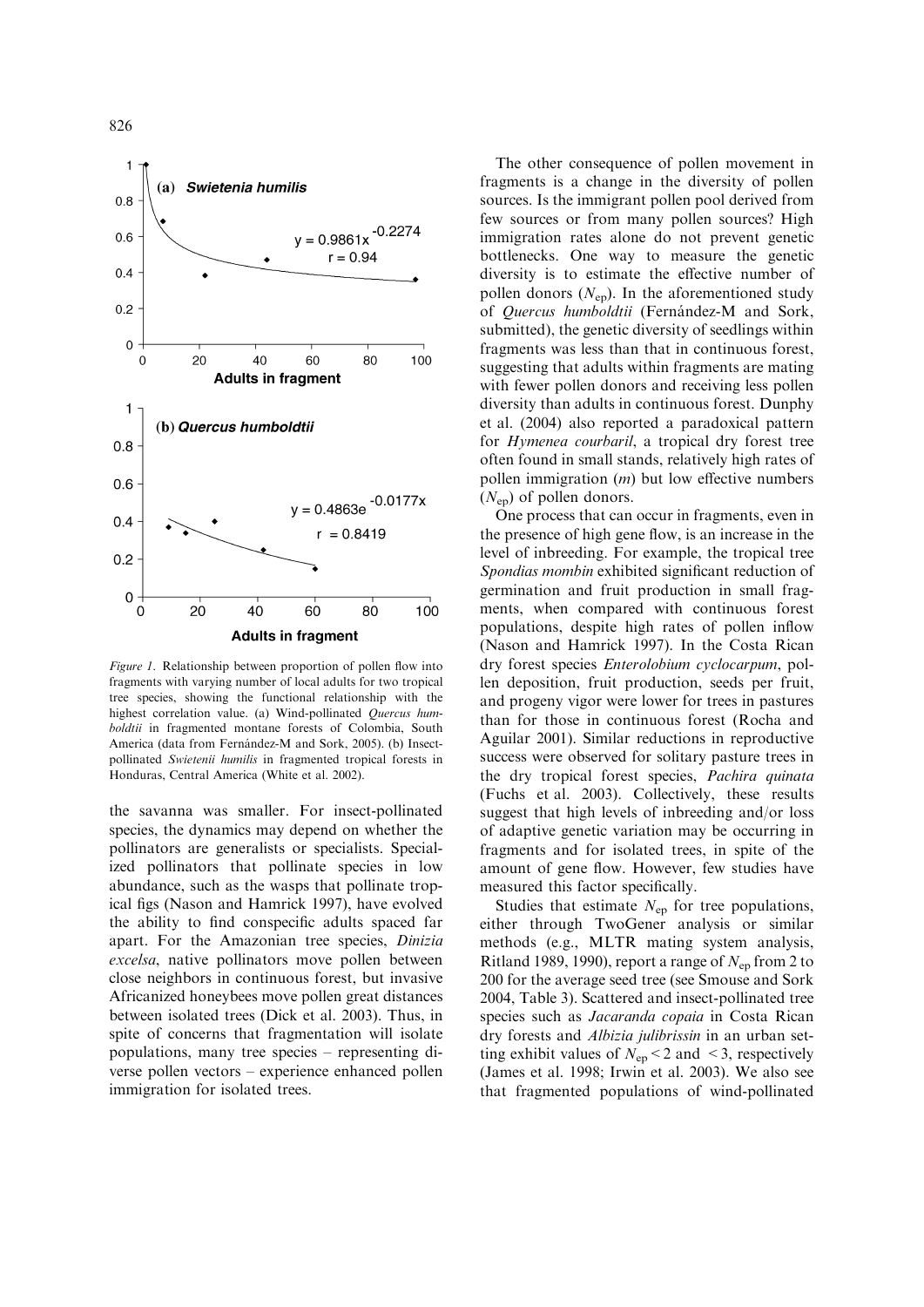Figure 1. Relationship between proportion of pollen flow into fragments with varying number of local adults for two tropical tree species, showing the functional relationship with the highest correlation value. (a) Wind-pollinated *Quercus humboldtii* in fragmented montane forests of Colombia, South America (data from Fernández-M and Sork, 2005). (b) Insect-pollinated *Swietenii humilis* in fragmented tropical forests in Honduras, Central America (White et al. 2002).

the savanna was smaller. For insect-pollinated species, the dynamics may depend on whether the pollinators are generalists or specialists. Specialized pollinators that pollinate species in low abundance, such as the wasps that pollinate tropical figs (Nason and Hamrick 1997), have evolved the ability to find conspecific adults spaced far apart. For the Amazonian tree species, *Dinizia excelsa*, native pollinators move pollen between close neighbors in continuous forest, but invasive Africanized honeybees move pollen great distances between isolated trees (Dick et al. 2003). Thus, in spite of concerns that fragmentation will isolate populations, many tree species – representing diverse pollen vectors – experience enhanced pollen immigration for isolated trees.

The other consequence of pollen movement in fragments is a change in the diversity of pollen sources. Is the immigrant pollen pool derived from few sources or from many pollen sources? High immigration rates alone do not prevent genetic bottlenecks. One way to measure the genetic diversity is to estimate the effective number of pollen donors ($N_{ep}$). In the aforementioned study of *Quercus humboldtii* (Fernández-M and Sork, submitted), the genetic diversity of seedlings within fragments was less than that in continuous forest, suggesting that adults within fragments are mating with fewer pollen donors and receiving less pollen diversity than adults in continuous forest. Dunphy et al. (2004) also reported a paradoxical pattern for *Hymenea courbaril*, a tropical dry forest tree often found in small stands, relatively high rates of pollen immigration ($m$) but low effective numbers ($N_{ep}$) of pollen donors.

One process that can occur in fragments, even in the presence of high gene flow, is an increase in the level of inbreeding. For example, the tropical tree *Spondias mombin* exhibited significant reduction of germination and fruit production in small fragments, when compared with continuous forest populations, despite high rates of pollen inflow (Nason and Hamrick 1997). In the Costa Rican dry forest species *Enterolobium cyclocarpum*, pollen deposition, fruit production, seeds per fruit, and progeny vigor were lower for trees in pastures than for those in continuous forest (Rocha and Aguilar 2001). Similar reductions in reproductive success were observed for solitary pasture trees in the dry tropical forest species, *Pachira quinata* (Fuchs et al. 2003). Collectively, these results suggest that high levels of inbreeding and/or loss of adaptive genetic variation may be occurring in fragments and for isolated trees, in spite of the amount of gene flow. However, few studies have measured this factor specifically.

Studies that estimate $N_{ep}$ for tree populations, either through TwoGener analysis or similar methods (e.g., MLTR mating system analysis, Ritland 1989, 1990), report a range of $N_{ep}$ from 2 to 200 for the average seed tree (see Smouse and Sork 2004, Table 3). Scattered and insect-pollinated tree species such as *Jacaranda copaia* in Costa Rican dry forests and *Albizia julibrissin* in an urban setting exhibit values of $N_{ep} < 2$ and $< 3$, respectively (James et al. 1998; Irwin et al. 2003). We also see that fragmented populations of wind-pollinated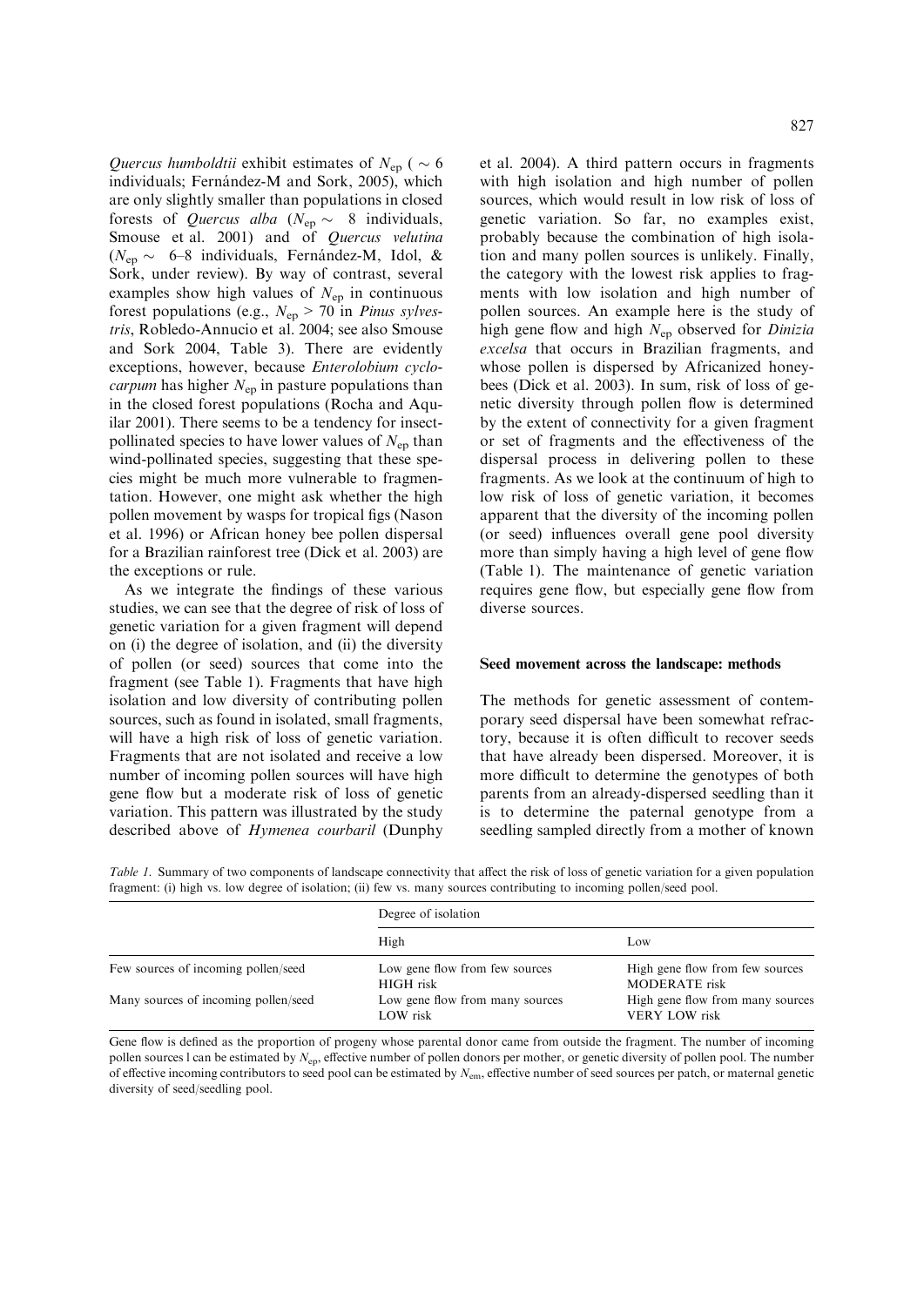*Quercus humboldtii* exhibit estimates of $N_{ep}$ ( ~ 6 individuals; Fernández-M and Sork, 2005), which are only slightly smaller than populations in closed forests of *Quercus alba* ($N_{ep}$ ~ 8 individuals, Smouse et al. 2001) and of *Quercus velutina* ($N_{ep}$ ~ 6–8 individuals, Fernández-M, Idol, & Sork, under review). By way of contrast, several examples show high values of $N_{ep}$ in continuous forest populations (e.g., $N_{ep} > 70$ in *Pinus sylvestris*, Robledo-Annucio et al. 2004; see also Smouse and Sork 2004, Table 3). There are evidently exceptions, however, because *Enterolobium cyclocarpum* has higher $N_{ep}$ in pasture populations than in the closed forest populations (Rocha and Aquilar 2001). There seems to be a tendency for insect-pollinated species to have lower values of $N_{ep}$ than wind-pollinated species, suggesting that these species might be much more vulnerable to fragmentation. However, one might ask whether the high pollen movement by wasps for tropical figs (Nason et al. 1996) or African honey bee pollen dispersal for a Brazilian rainforest tree (Dick et al. 2003) are the exceptions or rule.

As we integrate the findings of these various studies, we can see that the degree of risk of loss of genetic variation for a given fragment will depend on (i) the degree of isolation, and (ii) the diversity of pollen (or seed) sources that come into the fragment (see Table 1). Fragments that have high isolation and low diversity of contributing pollen sources, such as found in isolated, small fragments, will have a high risk of loss of genetic variation. Fragments that are not isolated and receive a low number of incoming pollen sources will have high gene flow but a moderate risk of loss of genetic variation. This pattern was illustrated by the study described above of *Hymenea courbaril* (Dunphy et al. 2004). A third pattern occurs in fragments with high isolation and high number of pollen sources, which would result in low risk of loss of genetic variation. So far, no examples exist, probably because the combination of high isolation and many pollen sources is unlikely. Finally, the category with the lowest risk applies to fragments with low isolation and high number of pollen sources. An example here is the study of high gene flow and high $N_{ep}$ observed for *Dinizia excelsa* that occurs in Brazilian fragments, and whose pollen is dispersed by Africanized honeybees (Dick et al. 2003). In sum, risk of loss of genetic diversity through pollen flow is determined by the extent of connectivity for a given fragment or set of fragments and the effectiveness of the dispersal process in delivering pollen to these fragments. As we look at the continuum of high to low risk of loss of genetic variation, it becomes apparent that the diversity of the incoming pollen (or seed) influences overall gene pool diversity more than simply having a high level of gene flow (Table 1). The maintenance of genetic variation requires gene flow, but especially gene flow from diverse sources.

### Seed movement across the landscape: methods

The methods for genetic assessment of contemporary seed dispersal have been somewhat refractory, because it is often difficult to recover seeds that have already been dispersed. Moreover, it is more difficult to determine the genotypes of both parents from an already-dispersed seedling than it is to determine the paternal genotype from a seedling sampled directly from a mother of known

*Table 1.* Summary of two components of landscape connectivity that affect the risk of loss of genetic variation for a given population fragment: (i) high vs. low degree of isolation; (ii) few vs. many sources contributing to incoming pollen/seed pool.

| | Degree of isolation | |
|---|---|---|
| | High | Low |
| Few sources of incoming pollen/seed | Low gene flow from few sources<br>HIGH risk | High gene flow from few sources<br>MODERATE risk |
| Many sources of incoming pollen/seed | Low gene flow from many sources<br>LOW risk | High gene flow from many sources<br>VERY LOW risk |

Gene flow is defined as the proportion of progeny whose parental donor came from outside the fragment. The number of incoming pollen sources l can be estimated by $N_{ep}$, effective number of pollen donors per mother, or genetic diversity of pollen pool. The number of effective incoming contributors to seed pool can be estimated by $N_{em}$, effective number of seed sources per patch, or maternal genetic diversity of seed/seedling pool.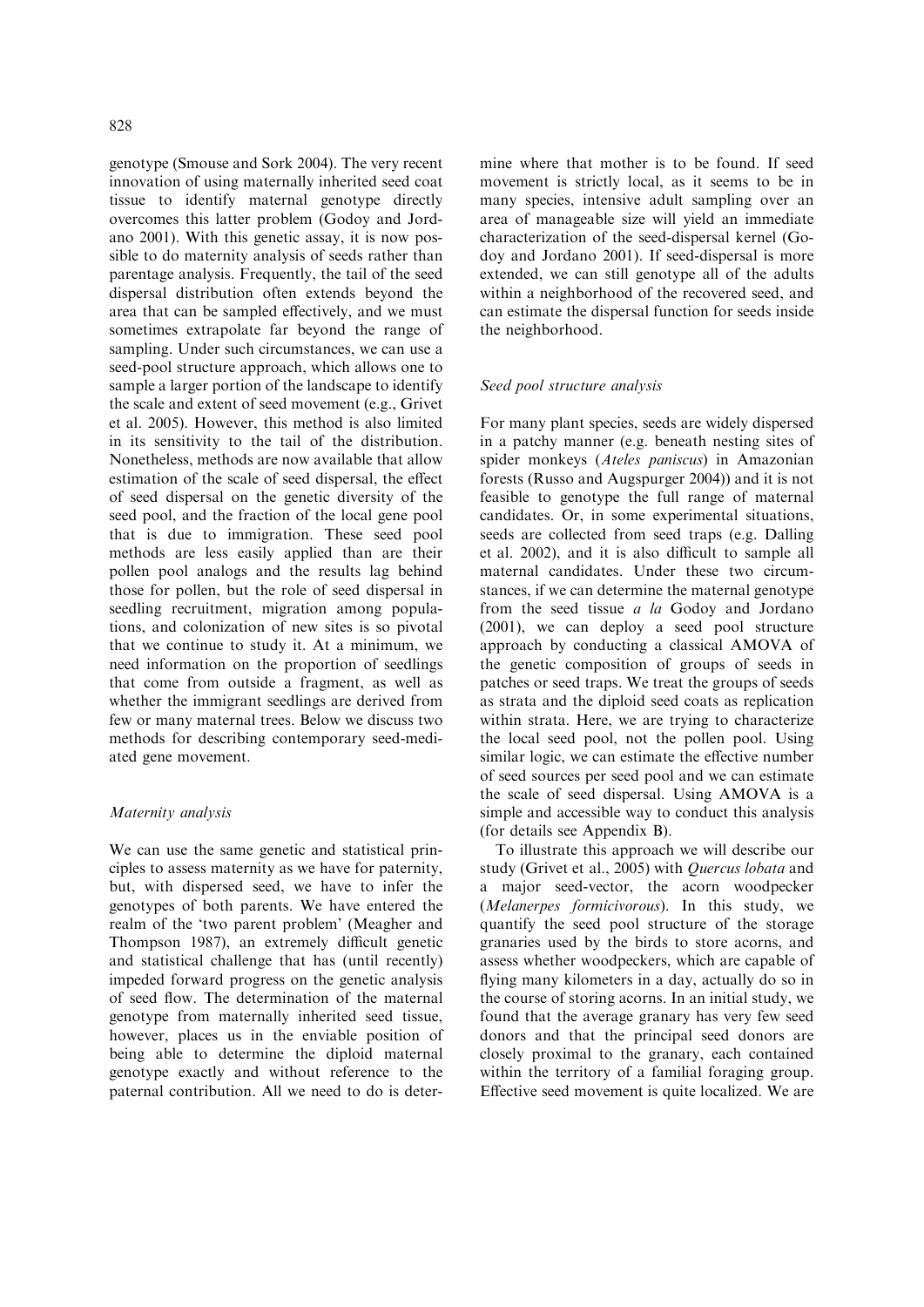genotype (Smouse and Sork 2004). The very recent innovation of using maternally inherited seed coat tissue to identify maternal genotype directly overcomes this latter problem (Godoy and Jordano 2001). With this genetic assay, it is now possible to do maternity analysis of seeds rather than parentage analysis. Frequently, the tail of the seed dispersal distribution often extends beyond the area that can be sampled effectively, and we must sometimes extrapolate far beyond the range of sampling. Under such circumstances, we can use a seed-pool structure approach, which allows one to sample a larger portion of the landscape to identify the scale and extent of seed movement (e.g., Grivet et al. 2005). However, this method is also limited in its sensitivity to the tail of the distribution. Nonetheless, methods are now available that allow estimation of the scale of seed dispersal, the effect of seed dispersal on the genetic diversity of the seed pool, and the fraction of the local gene pool that is due to immigration. These seed pool methods are less easily applied than are their pollen pool analogs and the results lag behind those for pollen, but the role of seed dispersal in seedling recruitment, migration among populations, and colonization of new sites is so pivotal that we continue to study it. At a minimum, we need information on the proportion of seedlings that come from outside a fragment, as well as whether the immigrant seedlings are derived from few or many maternal trees. Below we discuss two methods for describing contemporary seed-mediated gene movement.

### *Maternity analysis*

We can use the same genetic and statistical principles to assess maternity as we have for paternity, but, with dispersed seed, we have to infer the genotypes of both parents. We have entered the realm of the 'two parent problem' (Meagher and Thompson 1987), an extremely difficult genetic and statistical challenge that has (until recently) impeded forward progress on the genetic analysis of seed flow. The determination of the maternal genotype from maternally inherited seed tissue, however, places us in the enviable position of being able to determine the diploid maternal genotype exactly and without reference to the paternal contribution. All we need to do is determine where that mother is to be found. If seed movement is strictly local, as it seems to be in many species, intensive adult sampling over an area of manageable size will yield an immediate characterization of the seed-dispersal kernel (Godoy and Jordano 2001). If seed-dispersal is more extended, we can still genotype all of the adults within a neighborhood of the recovered seed, and can estimate the dispersal function for seeds inside the neighborhood.

### *Seed pool structure analysis*

For many plant species, seeds are widely dispersed in a patchy manner (e.g. beneath nesting sites of spider monkeys (*Ateles paniscus*) in Amazonian forests (Russo and Augspurger 2004)) and it is not feasible to genotype the full range of maternal candidates. Or, in some experimental situations, seeds are collected from seed traps (e.g. Dalling et al. 2002), and it is also difficult to sample all maternal candidates. Under these two circumstances, if we can determine the maternal genotype from the seed tissue *a la* Godoy and Jordano (2001), we can deploy a seed pool structure approach by conducting a classical AMOVA of the genetic composition of groups of seeds in patches or seed traps. We treat the groups of seeds as strata and the diploid seed coats as replication within strata. Here, we are trying to characterize the local seed pool, not the pollen pool. Using similar logic, we can estimate the effective number of seed sources per seed pool and we can estimate the scale of seed dispersal. Using AMOVA is a simple and accessible way to conduct this analysis (for details see Appendix B).

To illustrate this approach we will describe our study (Grivet et al., 2005) with *Quercus lobata* and a major seed-vector, the acorn woodpecker (*Melanerpes formicivorous*). In this study, we quantify the seed pool structure of the storage granaries used by the birds to store acorns, and assess whether woodpeckers, which are capable of flying many kilometers in a day, actually do so in the course of storing acorns. In an initial study, we found that the average granary has very few seed donors and that the principal seed donors are closely proximal to the granary, each contained within the territory of a familial foraging group. Effective seed movement is quite localized. We are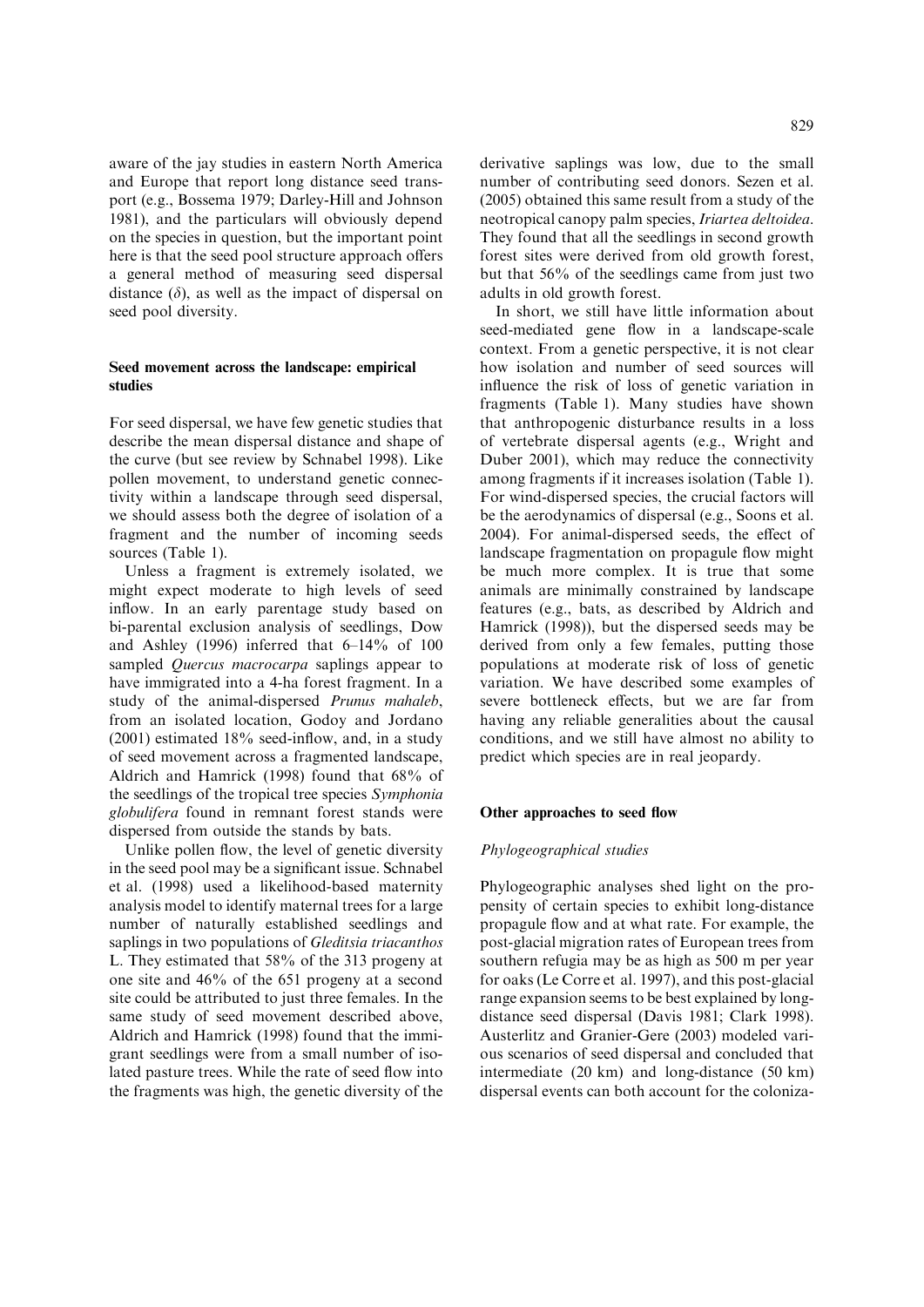aware of the jay studies in eastern North America and Europe that report long distance seed transport (e.g., Bossema 1979; Darley-Hill and Johnson 1981), and the particulars will obviously depend on the species in question, but the important point here is that the seed pool structure approach offers a general method of measuring seed dispersal distance ($\delta$), as well as the impact of dispersal on seed pool diversity.

### Seed movement across the landscape: empirical studies

For seed dispersal, we have few genetic studies that describe the mean dispersal distance and shape of the curve (but see review by Schnabel 1998). Like pollen movement, to understand genetic connectivity within a landscape through seed dispersal, we should assess both the degree of isolation of a fragment and the number of incoming seeds sources (Table 1).

Unless a fragment is extremely isolated, we might expect moderate to high levels of seed inflow. In an early parentage study based on bi-parental exclusion analysis of seedlings, Dow and Ashley (1996) inferred that 6–14% of 100 sampled *Quercus macrocarpa* saplings appear to have immigrated into a 4-ha forest fragment. In a study of the animal-dispersed *Prunus mahaleb*, from an isolated location, Godoy and Jordano (2001) estimated 18% seed-inflow, and, in a study of seed movement across a fragmented landscape, Aldrich and Hamrick (1998) found that 68% of the seedlings of the tropical tree species *Symphonia globulifera* found in remnant forest stands were dispersed from outside the stands by bats.

Unlike pollen flow, the level of genetic diversity in the seed pool may be a significant issue. Schnabel et al. (1998) used a likelihood-based maternity analysis model to identify maternal trees for a large number of naturally established seedlings and saplings in two populations of *Gleditsia triacanthos* L. They estimated that 58% of the 313 progeny at one site and 46% of the 651 progeny at a second site could be attributed to just three females. In the same study of seed movement described above, Aldrich and Hamrick (1998) found that the immigrant seedlings were from a small number of isolated pasture trees. While the rate of seed flow into the fragments was high, the genetic diversity of the derivative saplings was low, due to the small number of contributing seed donors. Sezen et al. (2005) obtained this same result from a study of the neotropical canopy palm species, *Iriartea deltoidea*. They found that all the seedlings in second growth forest sites were derived from old growth forest, but that 56% of the seedlings came from just two adults in old growth forest.

In short, we still have little information about seed-mediated gene flow in a landscape-scale context. From a genetic perspective, it is not clear how isolation and number of seed sources will influence the risk of loss of genetic variation in fragments (Table 1). Many studies have shown that anthropogenic disturbance results in a loss of vertebrate dispersal agents (e.g., Wright and Duber 2001), which may reduce the connectivity among fragments if it increases isolation (Table 1). For wind-dispersed species, the crucial factors will be the aerodynamics of dispersal (e.g., Soons et al. 2004). For animal-dispersed seeds, the effect of landscape fragmentation on propagule flow might be much more complex. It is true that some animals are minimally constrained by landscape features (e.g., bats, as described by Aldrich and Hamrick (1998)), but the dispersed seeds may be derived from only a few females, putting those populations at moderate risk of loss of genetic variation. We have described some examples of severe bottleneck effects, but we are far from having any reliable generalities about the causal conditions, and we still have almost no ability to predict which species are in real jeopardy.

### Other approaches to seed flow

#### Phylogeographical studies

Phylogeographic analyses shed light on the propensity of certain species to exhibit long-distance propagule flow and at what rate. For example, the post-glacial migration rates of European trees from southern refugia may be as high as 500 m per year for oaks (Le Corre et al. 1997), and this post-glacial range expansion seems to be best explained by long-distance seed dispersal (Davis 1981; Clark 1998). Austerlitz and Granier-Gere (2003) modeled various scenarios of seed dispersal and concluded that intermediate (20 km) and long-distance (50 km) dispersal events can both account for the coloniza-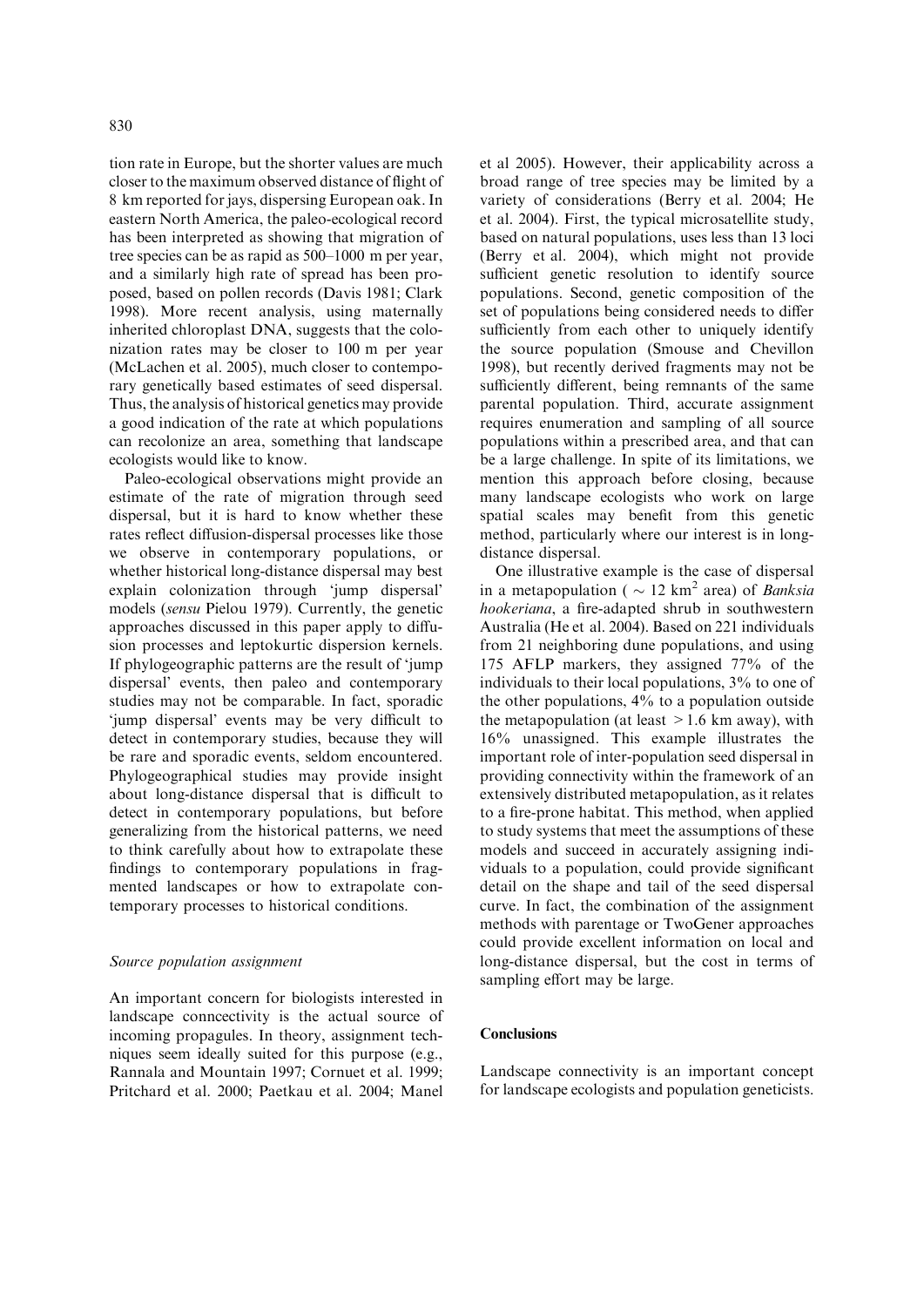tion rate in Europe, but the shorter values are much closer to the maximum observed distance of flight of 8 km reported for jays, dispersing European oak. In eastern North America, the paleo-ecological record has been interpreted as showing that migration of tree species can be as rapid as 500–1000 m per year, and a similarly high rate of spread has been proposed, based on pollen records (Davis 1981; Clark 1998). More recent analysis, using maternally inherited chloroplast DNA, suggests that the colonization rates may be closer to 100 m per year (McLachen et al. 2005), much closer to contemporary genetically based estimates of seed dispersal. Thus, the analysis of historical genetics may provide a good indication of the rate at which populations can recolonize an area, something that landscape ecologists would like to know.

Paleo-ecological observations might provide an estimate of the rate of migration through seed dispersal, but it is hard to know whether these rates reflect diffusion-dispersal processes like those we observe in contemporary populations, or whether historical long-distance dispersal may best explain colonization through 'jump dispersal' models (*sensu* Pielou 1979). Currently, the genetic approaches discussed in this paper apply to diffusion processes and leptokurtic dispersion kernels. If phylogeographic patterns are the result of 'jump dispersal' events, then paleo and contemporary studies may not be comparable. In fact, sporadic 'jump dispersal' events may be very difficult to detect in contemporary studies, because they will be rare and sporadic events, seldom encountered. Phylogeographical studies may provide insight about long-distance dispersal that is difficult to detect in contemporary populations, but before generalizing from the historical patterns, we need to think carefully about how to extrapolate these findings to contemporary populations in fragmented landscapes or how to extrapolate contemporary processes to historical conditions.

### *Source population assignment*

An important concern for biologists interested in landscape conncectivity is the actual source of incoming propagules. In theory, assignment techniques seem ideally suited for this purpose (e.g., Rannala and Mountain 1997; Cornuet et al. 1999; Pritchard et al. 2000; Paetkau et al. 2004; Manel et al 2005). However, their applicability across a broad range of tree species may be limited by a variety of considerations (Berry et al. 2004; He et al. 2004). First, the typical microsatellite study, based on natural populations, uses less than 13 loci (Berry et al. 2004), which might not provide sufficient genetic resolution to identify source populations. Second, genetic composition of the set of populations being considered needs to differ sufficiently from each other to uniquely identify the source population (Smouse and Chevillon 1998), but recently derived fragments may not be sufficiently different, being remnants of the same parental population. Third, accurate assignment requires enumeration and sampling of all source populations within a prescribed area, and that can be a large challenge. In spite of its limitations, we mention this approach before closing, because many landscape ecologists who work on large spatial scales may benefit from this genetic method, particularly where our interest is in long-distance dispersal.

One illustrative example is the case of dispersal in a metapopulation ( $\sim 12$ km$^2$ area) of *Banksia hookeriana*, a fire-adapted shrub in southwestern Australia (He et al. 2004). Based on 221 individuals from 21 neighboring dune populations, and using 175 AFLP markers, they assigned 77% of the individuals to their local populations, 3% to one of the other populations, 4% to a population outside the metapopulation (at least $>1.6$ km away), with 16% unassigned. This example illustrates the important role of inter-population seed dispersal in providing connectivity within the framework of an extensively distributed metapopulation, as it relates to a fire-prone habitat. This method, when applied to study systems that meet the assumptions of these models and succeed in accurately assigning individuals to a population, could provide significant detail on the shape and tail of the seed dispersal curve. In fact, the combination of the assignment methods with parentage or TwoGener approaches could provide excellent information on local and long-distance dispersal, but the cost in terms of sampling effort may be large.

## Conclusions

Landscape connectivity is an important concept for landscape ecologists and population geneticists.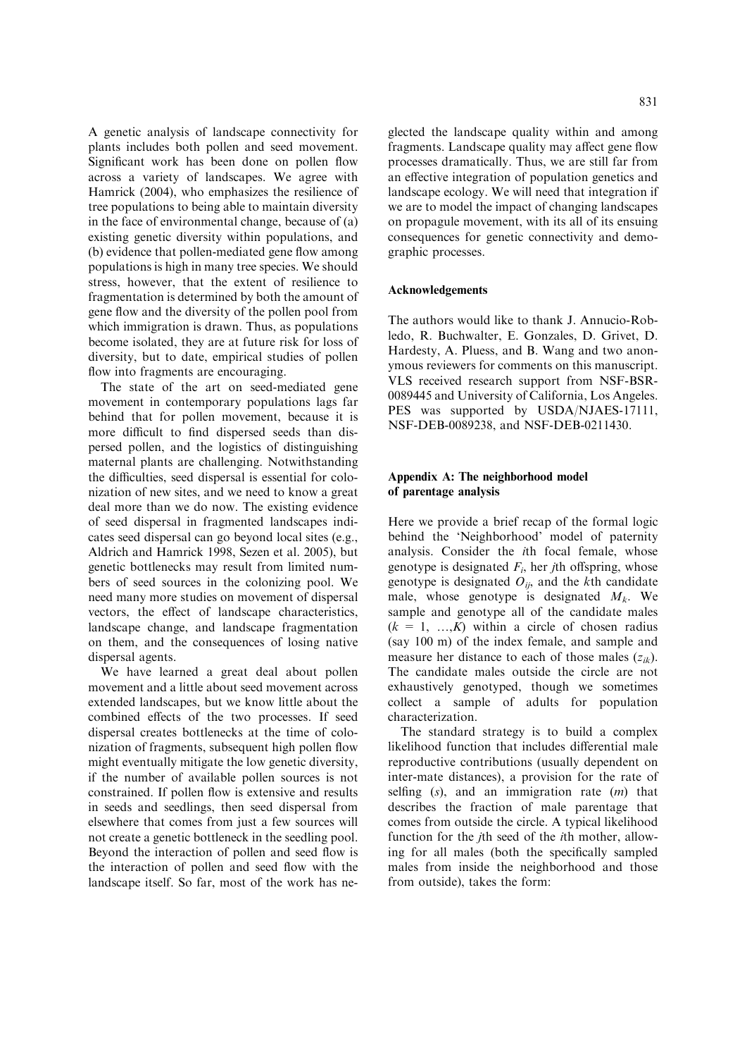A genetic analysis of landscape connectivity for plants includes both pollen and seed movement. Significant work has been done on pollen flow across a variety of landscapes. We agree with Hamrick (2004), who emphasizes the resilience of tree populations to being able to maintain diversity in the face of environmental change, because of (a) existing genetic diversity within populations, and (b) evidence that pollen-mediated gene flow among populations is high in many tree species. We should stress, however, that the extent of resilience to fragmentation is determined by both the amount of gene flow and the diversity of the pollen pool from which immigration is drawn. Thus, as populations become isolated, they are at future risk for loss of diversity, but to date, empirical studies of pollen flow into fragments are encouraging.

The state of the art on seed-mediated gene movement in contemporary populations lags far behind that for pollen movement, because it is more difficult to find dispersed seeds than dispersed pollen, and the logistics of distinguishing maternal plants are challenging. Notwithstanding the difficulties, seed dispersal is essential for colonization of new sites, and we need to know a great deal more than we do now. The existing evidence of seed dispersal in fragmented landscapes indicates seed dispersal can go beyond local sites (e.g., Aldrich and Hamrick 1998, Sezen et al. 2005), but genetic bottlenecks may result from limited numbers of seed sources in the colonizing pool. We need many more studies on movement of dispersal vectors, the effect of landscape characteristics, landscape change, and landscape fragmentation on them, and the consequences of losing native dispersal agents.

We have learned a great deal about pollen movement and a little about seed movement across extended landscapes, but we know little about the combined effects of the two processes. If seed dispersal creates bottlenecks at the time of colonization of fragments, subsequent high pollen flow might eventually mitigate the low genetic diversity, if the number of available pollen sources is not constrained. If pollen flow is extensive and results in seeds and seedlings, then seed dispersal from elsewhere that comes from just a few sources will not create a genetic bottleneck in the seedling pool. Beyond the interaction of pollen and seed flow is the interaction of pollen and seed flow with the landscape itself. So far, most of the work has neglected the landscape quality within and among fragments. Landscape quality may affect gene flow processes dramatically. Thus, we are still far from an effective integration of population genetics and landscape ecology. We will need that integration if we are to model the impact of changing landscapes on propagule movement, with its all of its ensuing consequences for genetic connectivity and demographic processes.

## Acknowledgements

The authors would like to thank J. Annucio-Robledo, R. Buchwalter, E. Gonzales, D. Grivet, D. Hardesty, A. Pluess, and B. Wang and two anonymous reviewers for comments on this manuscript. VLS received research support from NSF-BSR-0089445 and University of California, Los Angeles. PES was supported by USDA/NJAES-17111, NSF-DEB-0089238, and NSF-DEB-0211430.

## Appendix A: The neighborhood model of parentage analysis

Here we provide a brief recap of the formal logic behind the 'Neighborhood' model of paternity analysis. Consider the $i$th focal female, whose genotype is designated $F_i$, her $j$th offspring, whose genotype is designated $O_{ij}$, and the $k$th candidate male, whose genotype is designated $M_k$. We sample and genotype all of the candidate males ($k = 1, \ldots, K$) within a circle of chosen radius (say 100 m) of the index female, and sample and measure her distance to each of those males ($z_{ik}$). The candidate males outside the circle are not exhaustively genotyped, though we sometimes collect a sample of adults for population characterization.

The standard strategy is to build a complex likelihood function that includes differential male reproductive contributions (usually dependent on inter-mate distances), a provision for the rate of selfing ($s$), and an immigration rate ($m$) that describes the fraction of male parentage that comes from outside the circle. A typical likelihood function for the $j$th seed of the $i$th mother, allowing for all males (both the specifically sampled males from inside the neighborhood and those from outside), takes the form: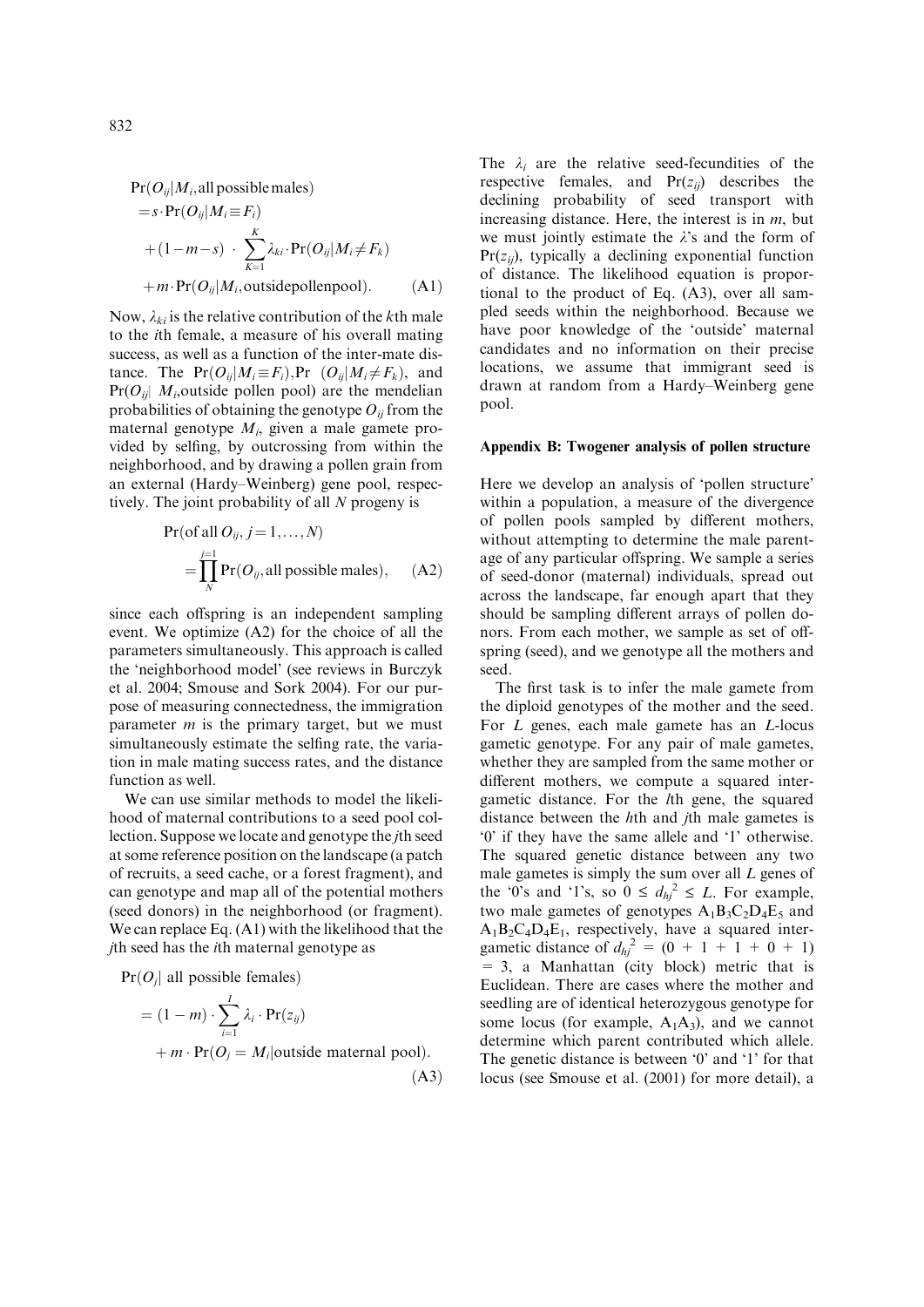$$\begin{aligned}
&\Pr(O_{ij}|M_i, \text{all possible males}) \\
&= s \cdot \Pr(O_{ij}|M_i \equiv F_i) \\
&+ (1-m-s) \cdot \sum_{K=1}^{K} \lambda_{ki} \cdot \Pr(O_{ij}|M_i \neq F_k) \\
&+ m \cdot \Pr(O_{ij}|M_i, \text{outside pollen pool}). \qquad \text{(A1)}
\end{aligned}$$

Now, $\lambda_{ki}$ is the relative contribution of the $k$th male to the $i$th female, a measure of his overall mating success, as well as a function of the inter-mate distance. The $\Pr(O_{ij}|M_i \equiv F_i)$, $\Pr(O_{ij}|M_i \neq F_k)$, and $\Pr(O_{ij}|M_i$, outside pollen pool) are the mendelian probabilities of obtaining the genotype $O_{ij}$ from the maternal genotype $M_i$, given a male gamete provided by selfing, by outcrossing from within the neighborhood, and by drawing a pollen grain from an external (Hardy–Weinberg) gene pool, respectively. The joint probability of all $N$ progeny is

$$\Pr(\text{of all } O_{ij}, j = 1, \ldots, N) = \prod_{N}^{j=1} \Pr(O_{ij}, \text{all possible males}), \qquad \text{(A2)}$$

since each offspring is an independent sampling event. We optimize (A2) for the choice of all the parameters simultaneously. This approach is called the 'neighborhood model' (see reviews in Burczyk et al. 2004; Smouse and Sork 2004). For our purpose of measuring connectedness, the immigration parameter $m$ is the primary target, but we must simultaneously estimate the selfing rate, the variation in male mating success rates, and the distance function as well.

We can use similar methods to model the likelihood of maternal contributions to a seed pool collection. Suppose we locate and genotype the $j$th seed at some reference position on the landscape (a patch of recruits, a seed cache, or a forest fragment), and can genotype and map all of the potential mothers (seed donors) in the neighborhood (or fragment). We can replace Eq. (A1) with the likelihood that the $j$th seed has the $i$th maternal genotype as

$$\begin{aligned}
&\Pr(O_j| \text{ all possible females}) \\
&= (1-m) \cdot \sum_{i=1}^{I} \lambda_i \cdot \Pr(z_{ij}) \\
&+ m \cdot \Pr(O_j = M_i|\text{outside maternal pool}). \qquad \text{(A3)}
\end{aligned}$$

The $\lambda_i$ are the relative seed-fecundities of the respective females, and $\Pr(z_{ij})$ describes the declining probability of seed transport with increasing distance. Here, the interest is in $m$, but we must jointly estimate the $\lambda$'s and the form of $\Pr(z_{ij})$, typically a declining exponential function of distance. The likelihood equation is proportional to the product of Eq. (A3), over all sampled seeds within the neighborhood. Because we have poor knowledge of the 'outside' maternal candidates and no information on their precise locations, we assume that immigrant seed is drawn at random from a Hardy–Weinberg gene pool.

## Appendix B: Twogener analysis of pollen structure

Here we develop an analysis of 'pollen structure' within a population, a measure of the divergence of pollen pools sampled by different mothers, without attempting to determine the male parentage of any particular offspring. We sample a series of seed-donor (maternal) individuals, spread out across the landscape, far enough apart that they should be sampling different arrays of pollen donors. From each mother, we sample as set of offspring (seed), and we genotype all the mothers and seed.

The first task is to infer the male gamete from the diploid genotypes of the mother and the seed. For $L$ genes, each male gamete has an $L$-locus gametic genotype. For any pair of male gametes, whether they are sampled from the same mother or different mothers, we compute a squared intergametic distance. For the $l$th gene, the squared distance between the $h$th and $j$th male gametes is '0' if they have the same allele and '1' otherwise. The squared genetic distance between any two male gametes is simply the sum over all $L$ genes of the '0's and '1's, so $0 \leq d_{hj}^2 \leq L$. For example, two male gametes of genotypes $A_1B_3C_2D_4E_5$ and $A_1B_2C_4D_4E_1$, respectively, have a squared intergametic distance of $d_{hj}^2 = (0 + 1 + 1 + 0 + 1) = 3$, a Manhattan (city block) metric that is Euclidean. There are cases where the mother and seedling are of identical heterozygous genotype for some locus (for example, $A_1A_3$), and we cannot determine which parent contributed which allele. The genetic distance is between '0' and '1' for that locus (see Smouse et al. (2001) for more detail), a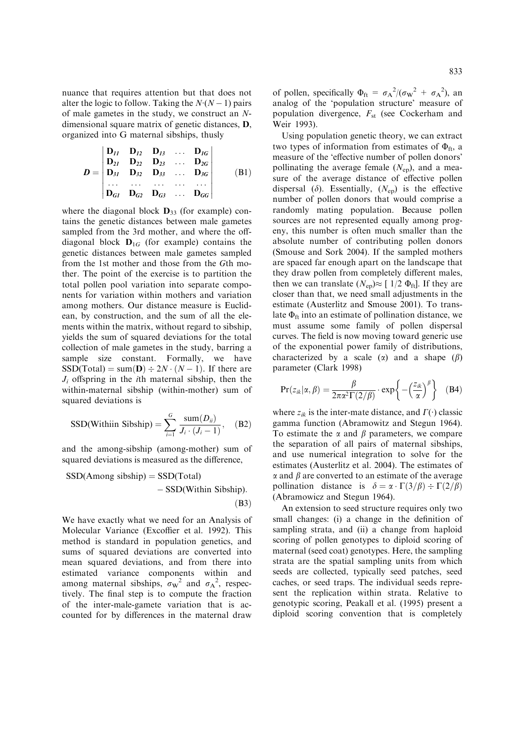nuance that requires attention but that does not alter the logic to follow. Taking the $N{\cdot}(N-1)$ pairs of male gametes in the study, we construct an $N$-dimensional square matrix of genetic distances, $\mathbf{D}$, organized into G maternal sibships, thusly

$$\boldsymbol{D} = \begin{vmatrix} \mathbf{D}_{11} & \mathbf{D}_{12} & \mathbf{D}_{13} & \dots & \mathbf{D}_{1G} \\ \mathbf{D}_{21} & \mathbf{D}_{22} & \mathbf{D}_{23} & \dots & \mathbf{D}_{2G} \\ \mathbf{D}_{31} & \mathbf{D}_{32} & \mathbf{D}_{33} & \dots & \mathbf{D}_{3G} \\ \dots & \dots & \dots & \dots & \dots \\ \mathbf{D}_{G1} & \mathbf{D}_{G2} & \mathbf{D}_{G3} & \dots & \mathbf{D}_{GG} \end{vmatrix} \tag{B1}$$

where the diagonal block $\mathbf{D}_{33}$ (for example) contains the genetic distances between male gametes sampled from the 3rd mother, and where the off-diagonal block $\mathbf{D}_{1G}$ (for example) contains the genetic distances between male gametes sampled from the 1st mother and those from the $G$th mother. The point of the exercise is to partition the total pollen pool variation into separate components for variation within mothers and variation among mothers. Our distance measure is Euclidean, by construction, and the sum of all the elements within the matrix, without regard to sibship, yields the sum of squared deviations for the total collection of male gametes in the study, barring a sample size constant. Formally, we have $\text{SSD(Total)} = \text{sum}(\mathbf{D}) \div 2N \cdot (N-1)$. If there are $J_i$ offspring in the $i$th maternal sibship, then the within-maternal sibship (within-mother) sum of squared deviations is

$$\text{SSD(Withiin Sibship)} = \sum_{i=1}^{G} \frac{\text{sum}(D_{ii})}{J_i \cdot (J_i - 1)}, \tag{B2}$$

and the among-sibship (among-mother) sum of squared deviations is measured as the difference,

$$\text{SSD(Among sibship)} = \text{SSD(Total)} - \text{SSD(Within Sibship)}. \tag{B3}$$

We have exactly what we need for an Analysis of Molecular Variance (Excoffier et al. 1992). This method is standard in population genetics, and sums of squared deviations are converted into mean squared deviations, and from there into estimated variance components within and among maternal sibships, $\sigma_W^2$ and $\sigma_A^2$, respectively. The final step is to compute the fraction of the inter-male-gamete variation that is accounted for by differences in the maternal draw of pollen, specifically $\Phi_{ft} = \sigma_A^2/(\sigma_W^2 + \sigma_A^2)$, an analog of the 'population structure' measure of population divergence, $F_{st}$ (see Cockerham and Weir 1993).

Using population genetic theory, we can extract two types of information from estimates of $\Phi_{ft}$, a measure of the 'effective number of pollen donors' pollinating the average female ($N_{ep}$), and a measure of the average distance of effective pollen dispersal ($\delta$). Essentially, ($N_{ep}$) is the effective number of pollen donors that would comprise a randomly mating population. Because pollen sources are not represented equally among progeny, this number is often much smaller than the absolute number of contributing pollen donors (Smouse and Sork 2004). If the sampled mothers are spaced far enough apart on the landscape that they draw pollen from completely different males, then we can translate $(N_{ep}) \approx [\,1/2\ \Phi_{ft}]$. If they are closer than that, we need small adjustments in the estimate (Austerlitz and Smouse 2001). To translate $\Phi_{ft}$ into an estimate of pollination distance, we must assume some family of pollen dispersal curves. The field is now moving toward generic use of the exponential power family of distributions, characterized by a scale ($\alpha$) and a shape ($\beta$) parameter (Clark 1998)

$$\Pr(z_{ik}|\alpha,\beta) = \frac{\beta}{2\pi\alpha^2\Gamma(2/\beta)} \cdot \exp\left\{-\left(\frac{z_{ik}}{\alpha}\right)^{\beta}\right\} \tag{B4}$$

where $z_{ik}$ is the inter-mate distance, and $\Gamma(\cdot)$ classic gamma function (Abramowitz and Stegun 1964). To estimate the $\alpha$ and $\beta$ parameters, we compare the separation of all pairs of maternal sibships, and use numerical integration to solve for the estimates (Austerlitz et al. 2004). The estimates of $\alpha$ and $\beta$ are converted to an estimate of the average pollination distance is $\delta = \alpha \cdot \Gamma(3/\beta) \div \Gamma(2/\beta)$ (Abramowicz and Stegun 1964).

An extension to seed structure requires only two small changes: (i) a change in the definition of sampling strata, and (ii) a change from haploid scoring of pollen genotypes to diploid scoring of maternal (seed coat) genotypes. Here, the sampling strata are the spatial sampling units from which seeds are collected, typically seed patches, seed caches, or seed traps. The individual seeds represent the replication within strata. Relative to genotypic scoring, Peakall et al. (1995) present a diploid scoring convention that is completely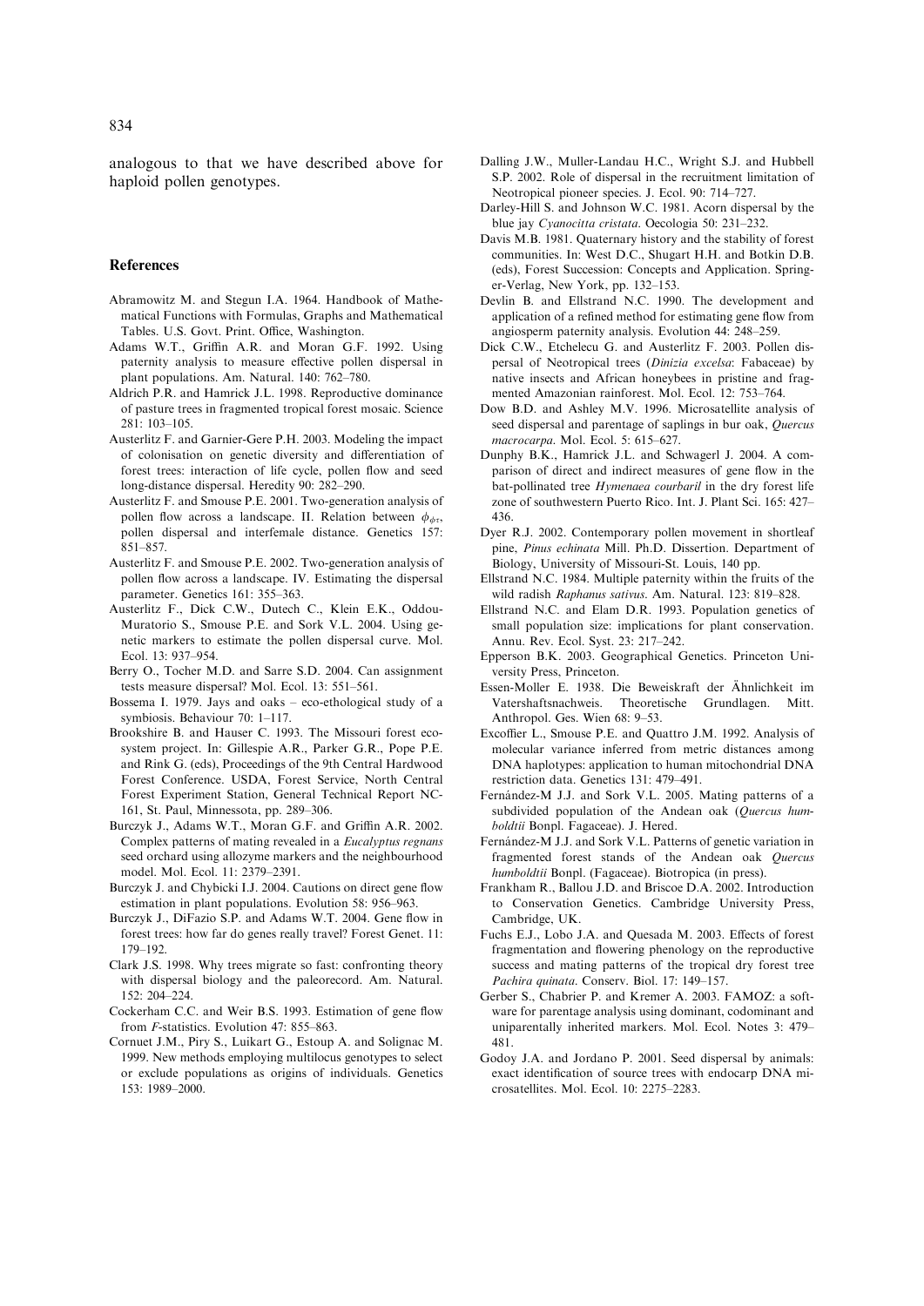analogous to that we have described above for haploid pollen genotypes.

## References

Abramowitz M. and Stegun I.A. 1964. Handbook of Mathematical Functions with Formulas, Graphs and Mathematical Tables. U.S. Govt. Print. Office, Washington.

Adams W.T., Griffin A.R. and Moran G.F. 1992. Using paternity analysis to measure effective pollen dispersal in plant populations. Am. Natural. 140: 762–780.

Aldrich P.R. and Hamrick J.L. 1998. Reproductive dominance of pasture trees in fragmented tropical forest mosaic. Science 281: 103–105.

Austerlitz F. and Garnier-Gere P.H. 2003. Modeling the impact of colonisation on genetic diversity and differentiation of forest trees: interaction of life cycle, pollen flow and seed long-distance dispersal. Heredity 90: 282–290.

Austerlitz F. and Smouse P.E. 2001. Two-generation analysis of pollen flow across a landscape. II. Relation between $\phi_{ft}$, pollen dispersal and interfemale distance. Genetics 157: 851–857.

Austerlitz F. and Smouse P.E. 2002. Two-generation analysis of pollen flow across a landscape. IV. Estimating the dispersal parameter. Genetics 161: 355–363.

Austerlitz F., Dick C.W., Dutech C., Klein E.K., Oddou-Muratorio S., Smouse P.E. and Sork V.L. 2004. Using genetic markers to estimate the pollen dispersal curve. Mol. Ecol. 13: 937–954.

Berry O., Tocher M.D. and Sarre S.D. 2004. Can assignment tests measure dispersal? Mol. Ecol. 13: 551–561.

Bossema I. 1979. Jays and oaks – eco-ethological study of a symbiosis. Behaviour 70: 1–117.

Brookshire B. and Hauser C. 1993. The Missouri forest ecosystem project. In: Gillespie A.R., Parker G.R., Pope P.E. and Rink G. (eds), Proceedings of the 9th Central Hardwood Forest Conference. USDA, Forest Service, North Central Forest Experiment Station, General Technical Report NC-161, St. Paul, Minnessota, pp. 289–306.

Burczyk J., Adams W.T., Moran G.F. and Griffin A.R. 2002. Complex patterns of mating revealed in a *Eucalyptus regnans* seed orchard using allozyme markers and the neighbourhood model. Mol. Ecol. 11: 2379–2391.

Burczyk J. and Chybicki I.J. 2004. Cautions on direct gene flow estimation in plant populations. Evolution 58: 956–963.

Burczyk J., DiFazio S.P. and Adams W.T. 2004. Gene flow in forest trees: how far do genes really travel? Forest Genet. 11: 179–192.

Clark J.S. 1998. Why trees migrate so fast: confronting theory with dispersal biology and the paleorecord. Am. Natural. 152: 204–224.

Cockerham C.C. and Weir B.S. 1993. Estimation of gene flow from F-statistics. Evolution 47: 855–863.

Cornuet J.M., Piry S., Luikart G., Estoup A. and Solignac M. 1999. New methods employing multilocus genotypes to select or exclude populations as origins of individuals. Genetics 153: 1989–2000.

Dalling J.W., Muller-Landau H.C., Wright S.J. and Hubbell S.P. 2002. Role of dispersal in the recruitment limitation of Neotropical pioneer species. J. Ecol. 90: 714–727.

Darley-Hill S. and Johnson W.C. 1981. Acorn dispersal by the blue jay *Cyanocitta cristata*. Oecologia 50: 231–232.

Davis M.B. 1981. Quaternary history and the stability of forest communities. In: West D.C., Shugart H.H. and Botkin D.B. (eds), Forest Succession: Concepts and Application. Springer-Verlag, New York, pp. 132–153.

Devlin B. and Ellstrand N.C. 1990. The development and application of a refined method for estimating gene flow from angiosperm paternity analysis. Evolution 44: 248–259.

Dick C.W., Etchelecu G. and Austerlitz F. 2003. Pollen dispersal of Neotropical trees (*Dinizia excelsa*: Fabaceae) by native insects and African honeybees in pristine and fragmented Amazonian rainforest. Mol. Ecol. 12: 753–764.

Dow B.D. and Ashley M.V. 1996. Microsatellite analysis of seed dispersal and parentage of saplings in bur oak, *Quercus macrocarpa*. Mol. Ecol. 5: 615–627.

Dunphy B.K., Hamrick J.L. and Schwagerl J. 2004. A comparison of direct and indirect measures of gene flow in the bat-pollinated tree *Hymenaea courbaril* in the dry forest life zone of southwestern Puerto Rico. Int. J. Plant Sci. 165: 427–436.

Dyer R.J. 2002. Contemporary pollen movement in shortleaf pine, *Pinus echinata* Mill. Ph.D. Dissertion. Department of Biology, University of Missouri-St. Louis, 140 pp.

Ellstrand N.C. 1984. Multiple paternity within the fruits of the wild radish *Raphanus sativus*. Am. Natural. 123: 819–828.

Ellstrand N.C. and Elam D.R. 1993. Population genetics of small population size: implications for plant conservation. Annu. Rev. Ecol. Syst. 23: 217–242.

Epperson B.K. 2003. Geographical Genetics. Princeton University Press, Princeton.

Essen-Moller E. 1938. Die Beweiskraft der Ähnlichkeit im Vatershaftsnachweis. Theoretische Grundlagen. Mitt. Anthropol. Ges. Wien 68: 9–53.

Excoffier L., Smouse P.E. and Quattro J.M. 1992. Analysis of molecular variance inferred from metric distances among DNA haplotypes: application to human mitochondrial DNA restriction data. Genetics 131: 479–491.

Fernández-M J.J. and Sork V.L. 2005. Mating patterns of a subdivided population of the Andean oak (*Quercus humboldtii* Bonpl. Fagaceae). J. Hered.

Fernández-M J.J. and Sork V.L. Patterns of genetic variation in fragmented forest stands of the Andean oak *Quercus humboldtii* Bonpl. (Fagaceae). Biotropica (in press).

Frankham R., Ballou J.D. and Briscoe D.A. 2002. Introduction to Conservation Genetics. Cambridge University Press, Cambridge, UK.

Fuchs E.J., Lobo J.A. and Quesada M. 2003. Effects of forest fragmentation and flowering phenology on the reproductive success and mating patterns of the tropical dry forest tree *Pachira quinata*. Conserv. Biol. 17: 149–157.

Gerber S., Chabrier P. and Kremer A. 2003. FAMOZ: a software for parentage analysis using dominant, codominant and uniparentally inherited markers. Mol. Ecol. Notes 3: 479–481.

Godoy J.A. and Jordano P. 2001. Seed dispersal by animals: exact identification of source trees with endocarp DNA microsatellites. Mol. Ecol. 10: 2275–2283.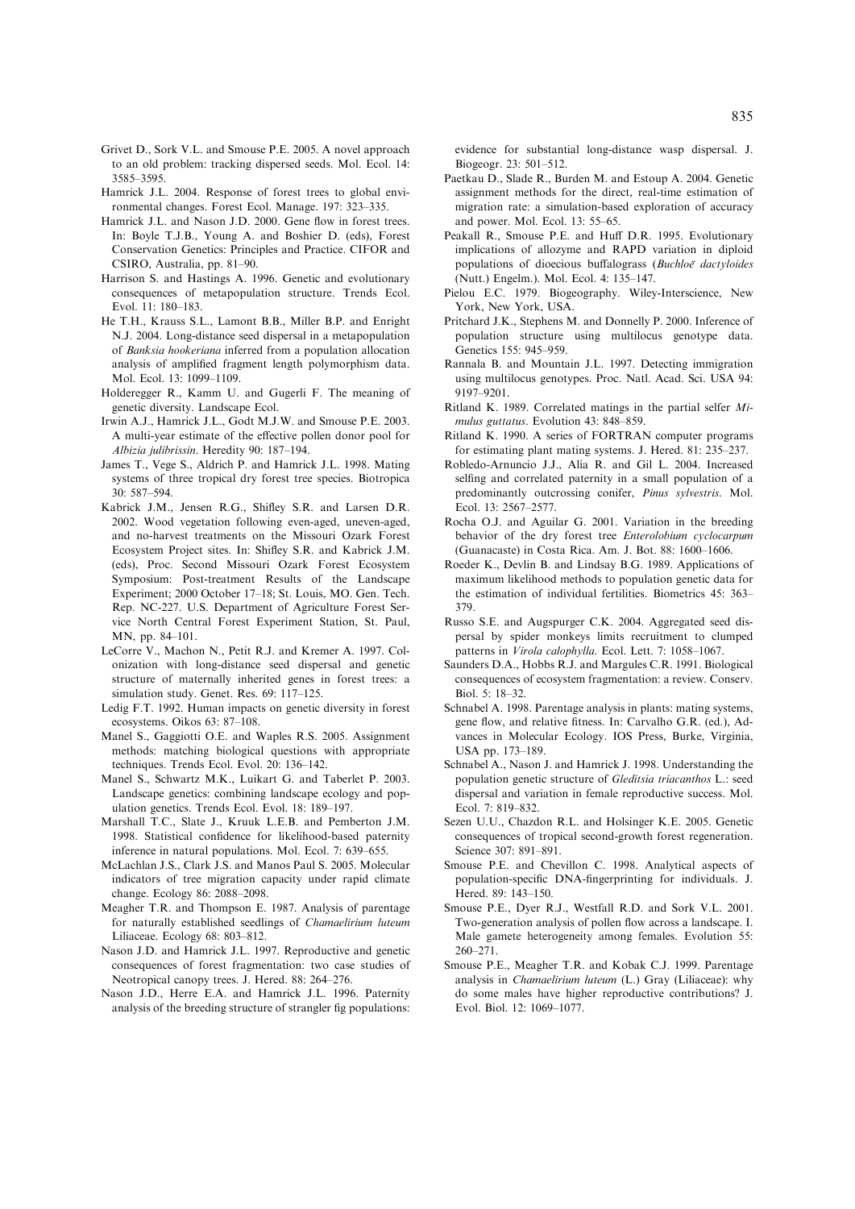Grivet D., Sork V.L. and Smouse P.E. 2005. A novel approach to an old problem: tracking dispersed seeds. Mol. Ecol. 14: 3585–3595.

Hamrick J.L. 2004. Response of forest trees to global environmental changes. Forest Ecol. Manage. 197: 323–335.

Hamrick J.L. and Nason J.D. 2000. Gene flow in forest trees. In: Boyle T.J.B., Young A. and Boshier D. (eds), Forest Conservation Genetics: Principles and Practice. CIFOR and CSIRO, Australia, pp. 81–90.

Harrison S. and Hastings A. 1996. Genetic and evolutionary consequences of metapopulation structure. Trends Ecol. Evol. 11: 180–183.

He T.H., Krauss S.L., Lamont B.B., Miller B.P. and Enright N.J. 2004. Long-distance seed dispersal in a metapopulation of *Banksia hookeriana* inferred from a population allocation analysis of amplified fragment length polymorphism data. Mol. Ecol. 13: 1099–1109.

Holderegger R., Kamm U. and Gugerli F. The meaning of genetic diversity. Landscape Ecol.

Irwin A.J., Hamrick J.L., Godt M.J.W. and Smouse P.E. 2003. A multi-year estimate of the effective pollen donor pool for *Albizia julibrissin*. Heredity 90: 187–194.

James T., Vege S., Aldrich P. and Hamrick J.L. 1998. Mating systems of three tropical dry forest tree species. Biotropica 30: 587–594.

Kabrick J.M., Jensen R.G., Shifley S.R. and Larsen D.R. 2002. Wood vegetation following even-aged, uneven-aged, and no-harvest treatments on the Missouri Ozark Forest Ecosystem Project sites. In: Shifley S.R. and Kabrick J.M. (eds), Proc. Second Missouri Ozark Forest Ecosystem Symposium: Post-treatment Results of the Landscape Experiment; 2000 October 17–18; St. Louis, MO. Gen. Tech. Rep. NC-227. U.S. Department of Agriculture Forest Service North Central Forest Experiment Station, St. Paul, MN, pp. 84–101.

LeCorre V., Machon N., Petit R.J. and Kremer A. 1997. Colonization with long-distance seed dispersal and genetic structure of maternally inherited genes in forest trees: a simulation study. Genet. Res. 69: 117–125.

Ledig F.T. 1992. Human impacts on genetic diversity in forest ecosystems. Oikos 63: 87–108.

Manel S., Gaggiotti O.E. and Waples R.S. 2005. Assignment methods: matching biological questions with appropriate techniques. Trends Ecol. Evol. 20: 136–142.

Manel S., Schwartz M.K., Luikart G. and Taberlet P. 2003. Landscape genetics: combining landscape ecology and population genetics. Trends Ecol. Evol. 18: 189–197.

Marshall T.C., Slate J., Kruuk L.E.B. and Pemberton J.M. 1998. Statistical confidence for likelihood-based paternity inference in natural populations. Mol. Ecol. 7: 639–655.

McLachlan J.S., Clark J.S. and Manos Paul S. 2005. Molecular indicators of tree migration capacity under rapid climate change. Ecology 86: 2088–2098.

Meagher T.R. and Thompson E. 1987. Analysis of parentage for naturally established seedlings of *Chamaelirium luteum* Liliaceae. Ecology 68: 803–812.

Nason J.D. and Hamrick J.L. 1997. Reproductive and genetic consequences of forest fragmentation: two case studies of Neotropical canopy trees. J. Hered. 88: 264–276.

Nason J.D., Herre E.A. and Hamrick J.L. 1996. Paternity analysis of the breeding structure of strangler fig populations: evidence for substantial long-distance wasp dispersal. J. Biogeogr. 23: 501–512.

Paetkau D., Slade R., Burden M. and Estoup A. 2004. Genetic assignment methods for the direct, real-time estimation of migration rate: a simulation-based exploration of accuracy and power. Mol. Ecol. 13: 55–65.

Peakall R., Smouse P.E. and Huff D.R. 1995. Evolutionary implications of allozyme and RAPD variation in diploid populations of dioecious buffalograss (*Buchloë dactyloides* (Nutt.) Engelm.). Mol. Ecol. 4: 135–147.

Pielou E.C. 1979. Biogeography. Wiley-Interscience, New York, New York, USA.

Pritchard J.K., Stephens M. and Donnelly P. 2000. Inference of population structure using multilocus genotype data. Genetics 155: 945–959.

Rannala B. and Mountain J.L. 1997. Detecting immigration using multilocus genotypes. Proc. Natl. Acad. Sci. USA 94: 9197–9201.

Ritland K. 1989. Correlated matings in the partial selfer *Mimulus guttatus*. Evolution 43: 848–859.

Ritland K. 1990. A series of FORTRAN computer programs for estimating plant mating systems. J. Hered. 81: 235–237.

Robledo-Arnuncio J.J., Alía R. and Gil L. 2004. Increased selfing and correlated paternity in a small population of a predominantly outcrossing conifer, *Pinus sylvestris*. Mol. Ecol. 13: 2567–2577.

Rocha O.J. and Aguilar G. 2001. Variation in the breeding behavior of the dry forest tree *Enterolobium cyclocarpum* (Guanacaste) in Costa Rica. Am. J. Bot. 88: 1600–1606.

Roeder K., Devlin B. and Lindsay B.G. 1989. Applications of maximum likelihood methods to population genetic data for the estimation of individual fertilities. Biometrics 45: 363–379.

Russo S.E. and Augspurger C.K. 2004. Aggregated seed dispersal by spider monkeys limits recruitment to clumped patterns in *Virola calophylla*. Ecol. Lett. 7: 1058–1067.

Saunders D.A., Hobbs R.J. and Margules C.R. 1991. Biological consequences of ecosystem fragmentation: a review. Conserv. Biol. 5: 18–32.

Schnabel A. 1998. Parentage analysis in plants: mating systems, gene flow, and relative fitness. In: Carvalho G.R. (ed.), Advances in Molecular Ecology. IOS Press, Burke, Virginia, USA pp. 173–189.

Schnabel A., Nason J. and Hamrick J. 1998. Understanding the population genetic structure of *Gleditsia triacanthos* L.: seed dispersal and variation in female reproductive success. Mol. Ecol. 7: 819–832.

Sezen U.U., Chazdon R.L. and Holsinger K.E. 2005. Genetic consequences of tropical second-growth forest regeneration. Science 307: 891–891.

Smouse P.E. and Chevillon C. 1998. Analytical aspects of population-specific DNA-fingerprinting for individuals. J. Hered. 89: 143–150.

Smouse P.E., Dyer R.J., Westfall R.D. and Sork V.L. 2001. Two-generation analysis of pollen flow across a landscape. I. Male gamete heterogeneity among females. Evolution 55: 260–271.

Smouse P.E., Meagher T.R. and Kobak C.J. 1999. Parentage analysis in *Chamaelirium luteum* (L.) Gray (Liliaceae): why do some males have higher reproductive contributions? J. Evol. Biol. 12: 1069–1077.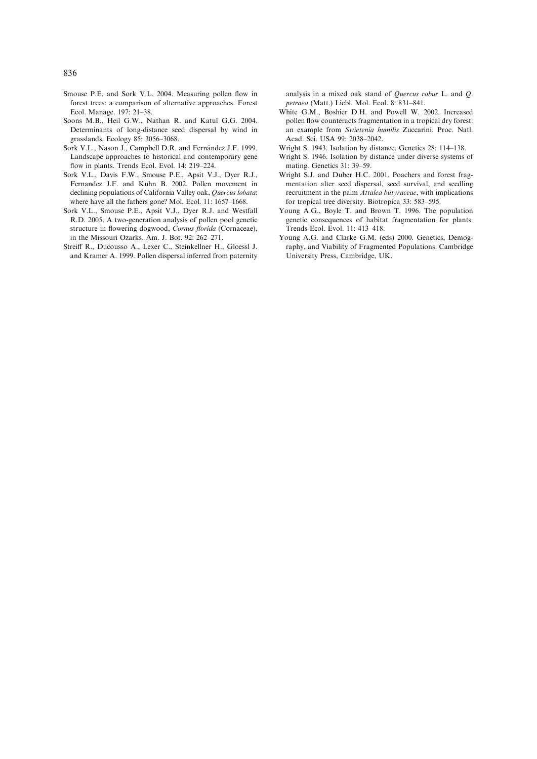Smouse P.E. and Sork V.L. 2004. Measuring pollen flow in forest trees: a comparison of alternative approaches. Forest Ecol. Manage. 197: 21–38.

Soons M.B., Heil G.W., Nathan R. and Katul G.G. 2004. Determinants of long-distance seed dispersal by wind in grasslands. Ecology 85: 3056–3068.

Sork V.L., Nason J., Campbell D.R. and Fernández J.F. 1999. Landscape approaches to historical and contemporary gene flow in plants. Trends Ecol. Evol. 14: 219–224.

Sork V.L., Davis F.W., Smouse P.E., Apsit V.J., Dyer R.J., Fernandez J.F. and Kuhn B. 2002. Pollen movement in declining populations of California Valley oak, *Quercus lobata*: where have all the fathers gone? Mol. Ecol. 11: 1657–1668.

Sork V.L., Smouse P.E., Apsit V.J., Dyer R.J. and Westfall R.D. 2005. A two-generation analysis of pollen pool genetic structure in flowering dogwood, *Cornus florida* (Cornaceae), in the Missouri Ozarks. Am. J. Bot. 92: 262–271.

Streiff R., Ducousso A., Lexer C., Steinkellner H., Gloessl J. and Kramer A. 1999. Pollen dispersal inferred from paternity analysis in a mixed oak stand of *Quercus robur* L. and *Q. petraea* (Matt.) Liebl. Mol. Ecol. 8: 831–841.

White G.M., Boshier D.H. and Powell W. 2002. Increased pollen flow counteracts fragmentation in a tropical dry forest: an example from *Swietenia humilis* Zuccarini. Proc. Natl. Acad. Sci. USA 99: 2038–2042.

Wright S. 1943. Isolation by distance. Genetics 28: 114–138.

Wright S. 1946. Isolation by distance under diverse systems of mating. Genetics 31: 39–59.

Wright S.J. and Duber H.C. 2001. Poachers and forest fragmentation alter seed dispersal, seed survival, and seedling recruitment in the palm *Attalea butyraceae*, with implications for tropical tree diversity. Biotropica 33: 583–595.

Young A.G., Boyle T. and Brown T. 1996. The population genetic consequences of habitat fragmentation for plants. Trends Ecol. Evol. 11: 413–418.

Young A.G. and Clarke G.M. (eds) 2000. Genetics, Demography, and Viability of Fragmented Populations. Cambridge University Press, Cambridge, UK.